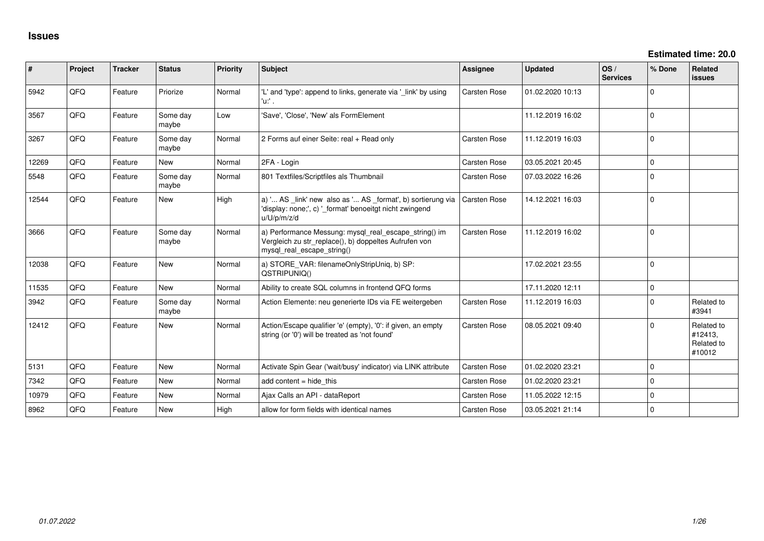# Issues

**Estimated time: 20.0**

| # | Project | Tracker | Status | Priority | Subject | Assignee | Updated | OS / Services | % Done | Related issues |
|---|---|---|---|---|---|---|---|---|---|---|
| 5942 | QFQ | Feature | Priorize | Normal | 'L' and 'type': append to links, generate via '_link' by using 'u:' . | Carsten Rose | 01.02.2020 10:13 | | 0 | |
| 3567 | QFQ | Feature | Some day maybe | Low | 'Save', 'Close', 'New' als FormElement | | 11.12.2019 16:02 | | 0 | |
| 3267 | QFQ | Feature | Some day maybe | Normal | 2 Forms auf einer Seite: real + Read only | Carsten Rose | 11.12.2019 16:03 | | 0 | |
| 12269 | QFQ | Feature | New | Normal | 2FA - Login | Carsten Rose | 03.05.2021 20:45 | | 0 | |
| 5548 | QFQ | Feature | Some day maybe | Normal | 801 Textfiles/Scriptfiles als Thumbnail | Carsten Rose | 07.03.2022 16:26 | | 0 | |
| 12544 | QFQ | Feature | New | High | a) '... AS _link' new also as '... AS _format', b) sortierung via 'display: none;', c) '_format' benoeitgt nicht zwingend u/U/p/m/z/d | Carsten Rose | 14.12.2021 16:03 | | 0 | |
| 3666 | QFQ | Feature | Some day maybe | Normal | a) Performance Messung: mysql_real_escape_string() im Vergleich zu str_replace(), b) doppeltes Aufrufen von mysql_real_escape_string() | Carsten Rose | 11.12.2019 16:02 | | 0 | |
| 12038 | QFQ | Feature | New | Normal | a) STORE_VAR: filenameOnlyStripUniq, b) SP: QSTRIPUNIQ() | | 17.02.2021 23:55 | | 0 | |
| 11535 | QFQ | Feature | New | Normal | Ability to create SQL columns in frontend QFQ forms | | 17.11.2020 12:11 | | 0 | |
| 3942 | QFQ | Feature | Some day maybe | Normal | Action Elemente: neu generierte IDs via FE weitergeben | Carsten Rose | 11.12.2019 16:03 | | 0 | Related to #3941 |
| 12412 | QFQ | Feature | New | Normal | Action/Escape qualifier 'e' (empty), '0': if given, an empty string (or '0') will be treated as 'not found' | Carsten Rose | 08.05.2021 09:40 | | 0 | Related to #12413, Related to #10012 |
| 5131 | QFQ | Feature | New | Normal | Activate Spin Gear ('wait/busy' indicator) via LINK attribute | Carsten Rose | 01.02.2020 23:21 | | 0 | |
| 7342 | QFQ | Feature | New | Normal | add content = hide_this | Carsten Rose | 01.02.2020 23:21 | | 0 | |
| 10979 | QFQ | Feature | New | Normal | Ajax Calls an API - dataReport | Carsten Rose | 11.05.2022 12:15 | | 0 | |
| 8962 | QFQ | Feature | New | High | allow for form fields with identical names | Carsten Rose | 03.05.2021 21:14 | | 0 | |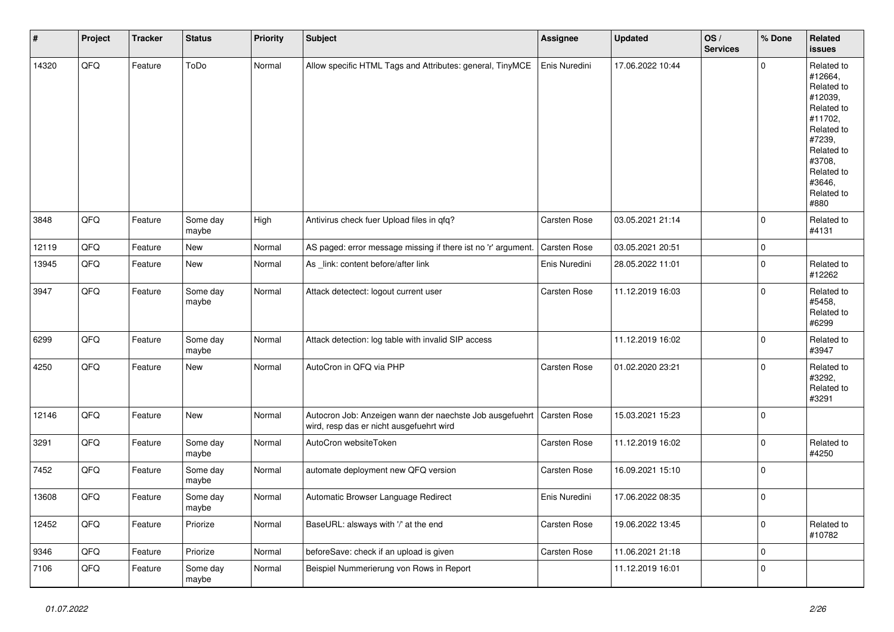| # | Project | Tracker | Status | Priority | Subject | Assignee | Updated | OS / Services | % Done | Related issues |
|---|---|---|---|---|---|---|---|---|---|---|
| 14320 | QFQ | Feature | ToDo | Normal | Allow specific HTML Tags and Attributes: general, TinyMCE | Enis Nuredini | 17.06.2022 10:44 | | 0 | Related to #12664, Related to #12039, Related to #11702, Related to #7239, Related to #3708, Related to #3646, Related to #880 |
| 3848 | QFQ | Feature | Some day maybe | High | Antivirus check fuer Upload files in qfq? | Carsten Rose | 03.05.2021 21:14 | | 0 | Related to #4131 |
| 12119 | QFQ | Feature | New | Normal | AS paged: error message missing if there ist no 'r' argument. | Carsten Rose | 03.05.2021 20:51 | | 0 | |
| 13945 | QFQ | Feature | New | Normal | As _link: content before/after link | Enis Nuredini | 28.05.2022 11:01 | | 0 | Related to #12262 |
| 3947 | QFQ | Feature | Some day maybe | Normal | Attack detectect: logout current user | Carsten Rose | 11.12.2019 16:03 | | 0 | Related to #5458, Related to #6299 |
| 6299 | QFQ | Feature | Some day maybe | Normal | Attack detection: log table with invalid SIP access | | 11.12.2019 16:02 | | 0 | Related to #3947 |
| 4250 | QFQ | Feature | New | Normal | AutoCron in QFQ via PHP | Carsten Rose | 01.02.2020 23:21 | | 0 | Related to #3292, Related to #3291 |
| 12146 | QFQ | Feature | New | Normal | Autocron Job: Anzeigen wann der naechste Job ausgefuehrt wird, resp das er nicht ausgefuehrt wird | Carsten Rose | 15.03.2021 15:23 | | 0 | |
| 3291 | QFQ | Feature | Some day maybe | Normal | AutoCron websiteToken | Carsten Rose | 11.12.2019 16:02 | | 0 | Related to #4250 |
| 7452 | QFQ | Feature | Some day maybe | Normal | automate deployment new QFQ version | Carsten Rose | 16.09.2021 15:10 | | 0 | |
| 13608 | QFQ | Feature | Some day maybe | Normal | Automatic Browser Language Redirect | Enis Nuredini | 17.06.2022 08:35 | | 0 | |
| 12452 | QFQ | Feature | Priorize | Normal | BaseURL: alsways with '/' at the end | Carsten Rose | 19.06.2022 13:45 | | 0 | Related to #10782 |
| 9346 | QFQ | Feature | Priorize | Normal | beforeSave: check if an upload is given | Carsten Rose | 11.06.2021 21:18 | | 0 | |
| 7106 | QFQ | Feature | Some day maybe | Normal | Beispiel Nummerierung von Rows in Report | | 11.12.2019 16:01 | | 0 | |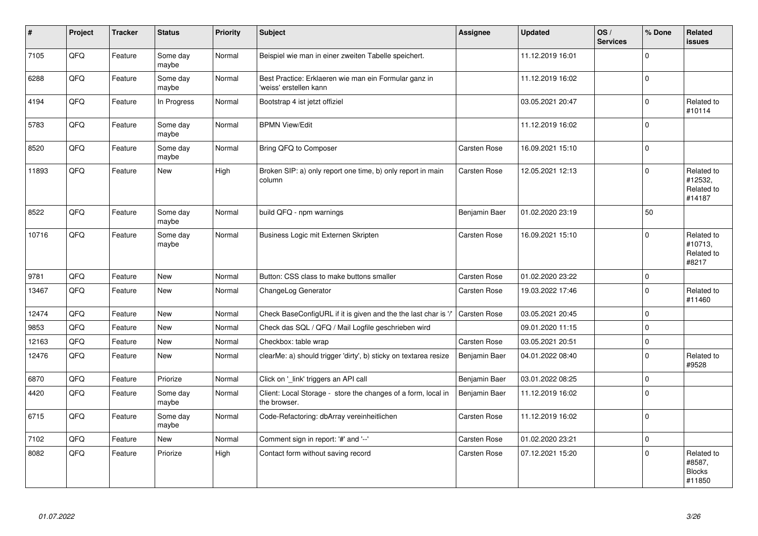| # | Project | Tracker | Status | Priority | Subject | Assignee | Updated | OS / Services | % Done | Related issues |
|---|---|---|---|---|---|---|---|---|---|---|
| 7105 | QFQ | Feature | Some day maybe | Normal | Beispiel wie man in einer zweiten Tabelle speichert. | | 11.12.2019 16:01 | | 0 | |
| 6288 | QFQ | Feature | Some day maybe | Normal | Best Practice: Erklaeren wie man ein Formular ganz in 'weiss' erstellen kann | | 11.12.2019 16:02 | | 0 | |
| 4194 | QFQ | Feature | In Progress | Normal | Bootstrap 4 ist jetzt offiziel | | 03.05.2021 20:47 | | 0 | Related to #10114 |
| 5783 | QFQ | Feature | Some day maybe | Normal | BPMN View/Edit | | 11.12.2019 16:02 | | 0 | |
| 8520 | QFQ | Feature | Some day maybe | Normal | Bring QFQ to Composer | Carsten Rose | 16.09.2021 15:10 | | 0 | |
| 11893 | QFQ | Feature | New | High | Broken SIP: a) only report one time, b) only report in main column | Carsten Rose | 12.05.2021 12:13 | | 0 | Related to #12532, Related to #14187 |
| 8522 | QFQ | Feature | Some day maybe | Normal | build QFQ - npm warnings | Benjamin Baer | 01.02.2020 23:19 | | 50 | |
| 10716 | QFQ | Feature | Some day maybe | Normal | Business Logic mit Externen Skripten | Carsten Rose | 16.09.2021 15:10 | | 0 | Related to #10713, Related to #8217 |
| 9781 | QFQ | Feature | New | Normal | Button: CSS class to make buttons smaller | Carsten Rose | 01.02.2020 23:22 | | 0 | |
| 13467 | QFQ | Feature | New | Normal | ChangeLog Generator | Carsten Rose | 19.03.2022 17:46 | | 0 | Related to #11460 |
| 12474 | QFQ | Feature | New | Normal | Check BaseConfigURL if it is given and the the last char is '/' | Carsten Rose | 03.05.2021 20:45 | | 0 | |
| 9853 | QFQ | Feature | New | Normal | Check das SQL / QFQ / Mail Logfile geschrieben wird | | 09.01.2020 11:15 | | 0 | |
| 12163 | QFQ | Feature | New | Normal | Checkbox: table wrap | Carsten Rose | 03.05.2021 20:51 | | 0 | |
| 12476 | QFQ | Feature | New | Normal | clearMe: a) should trigger 'dirty', b) sticky on textarea resize | Benjamin Baer | 04.01.2022 08:40 | | 0 | Related to #9528 |
| 6870 | QFQ | Feature | Priorize | Normal | Click on '_link' triggers an API call | Benjamin Baer | 03.01.2022 08:25 | | 0 | |
| 4420 | QFQ | Feature | Some day maybe | Normal | Client: Local Storage - store the changes of a form, local in the browser. | Benjamin Baer | 11.12.2019 16:02 | | 0 | |
| 6715 | QFQ | Feature | Some day maybe | Normal | Code-Refactoring: dbArray vereinheitlichen | Carsten Rose | 11.12.2019 16:02 | | 0 | |
| 7102 | QFQ | Feature | New | Normal | Comment sign in report: '#' and '--' | Carsten Rose | 01.02.2020 23:21 | | 0 | |
| 8082 | QFQ | Feature | Priorize | High | Contact form without saving record | Carsten Rose | 07.12.2021 15:20 | | 0 | Related to #8587, Blocks #11850 |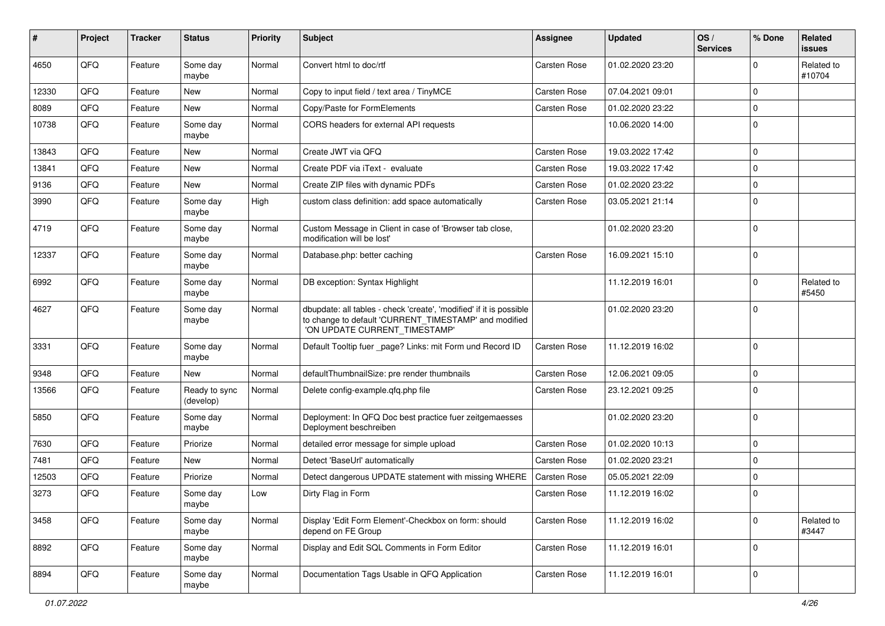| # | Project | Tracker | Status | Priority | Subject | Assignee | Updated | OS / Services | % Done | Related issues |
|---|---|---|---|---|---|---|---|---|---|---|
| 4650 | QFQ | Feature | Some day maybe | Normal | Convert html to doc/rtf | Carsten Rose | 01.02.2020 23:20 | | 0 | Related to #10704 |
| 12330 | QFQ | Feature | New | Normal | Copy to input field / text area / TinyMCE | Carsten Rose | 07.04.2021 09:01 | | 0 | |
| 8089 | QFQ | Feature | New | Normal | Copy/Paste for FormElements | Carsten Rose | 01.02.2020 23:22 | | 0 | |
| 10738 | QFQ | Feature | Some day maybe | Normal | CORS headers for external API requests | | 10.06.2020 14:00 | | 0 | |
| 13843 | QFQ | Feature | New | Normal | Create JWT via QFQ | Carsten Rose | 19.03.2022 17:42 | | 0 | |
| 13841 | QFQ | Feature | New | Normal | Create PDF via iText - evaluate | Carsten Rose | 19.03.2022 17:42 | | 0 | |
| 9136 | QFQ | Feature | New | Normal | Create ZIP files with dynamic PDFs | Carsten Rose | 01.02.2020 23:22 | | 0 | |
| 3990 | QFQ | Feature | Some day maybe | High | custom class definition: add space automatically | Carsten Rose | 03.05.2021 21:14 | | 0 | |
| 4719 | QFQ | Feature | Some day maybe | Normal | Custom Message in Client in case of 'Browser tab close, modification will be lost' | | 01.02.2020 23:20 | | 0 | |
| 12337 | QFQ | Feature | Some day maybe | Normal | Database.php: better caching | Carsten Rose | 16.09.2021 15:10 | | 0 | |
| 6992 | QFQ | Feature | Some day maybe | Normal | DB exception: Syntax Highlight | | 11.12.2019 16:01 | | 0 | Related to #5450 |
| 4627 | QFQ | Feature | Some day maybe | Normal | dbupdate: all tables - check 'create', 'modified' if it is possible to change to default 'CURRENT_TIMESTAMP' and modified 'ON UPDATE CURRENT_TIMESTAMP' | | 01.02.2020 23:20 | | 0 | |
| 3331 | QFQ | Feature | Some day maybe | Normal | Default Tooltip fuer _page? Links: mit Form und Record ID | Carsten Rose | 11.12.2019 16:02 | | 0 | |
| 9348 | QFQ | Feature | New | Normal | defaultThumbnailSize: pre render thumbnails | Carsten Rose | 12.06.2021 09:05 | | 0 | |
| 13566 | QFQ | Feature | Ready to sync (develop) | Normal | Delete config-example.qfq.php file | Carsten Rose | 23.12.2021 09:25 | | 0 | |
| 5850 | QFQ | Feature | Some day maybe | Normal | Deployment: In QFQ Doc best practice fuer zeitgemaesses Deployment beschreiben | | 01.02.2020 23:20 | | 0 | |
| 7630 | QFQ | Feature | Priorize | Normal | detailed error message for simple upload | Carsten Rose | 01.02.2020 10:13 | | 0 | |
| 7481 | QFQ | Feature | New | Normal | Detect 'BaseUrl' automatically | Carsten Rose | 01.02.2020 23:21 | | 0 | |
| 12503 | QFQ | Feature | Priorize | Normal | Detect dangerous UPDATE statement with missing WHERE | Carsten Rose | 05.05.2021 22:09 | | 0 | |
| 3273 | QFQ | Feature | Some day maybe | Low | Dirty Flag in Form | Carsten Rose | 11.12.2019 16:02 | | 0 | |
| 3458 | QFQ | Feature | Some day maybe | Normal | Display 'Edit Form Element'-Checkbox on form: should depend on FE Group | Carsten Rose | 11.12.2019 16:02 | | 0 | Related to #3447 |
| 8892 | QFQ | Feature | Some day maybe | Normal | Display and Edit SQL Comments in Form Editor | Carsten Rose | 11.12.2019 16:01 | | 0 | |
| 8894 | QFQ | Feature | Some day maybe | Normal | Documentation Tags Usable in QFQ Application | Carsten Rose | 11.12.2019 16:01 | | 0 | |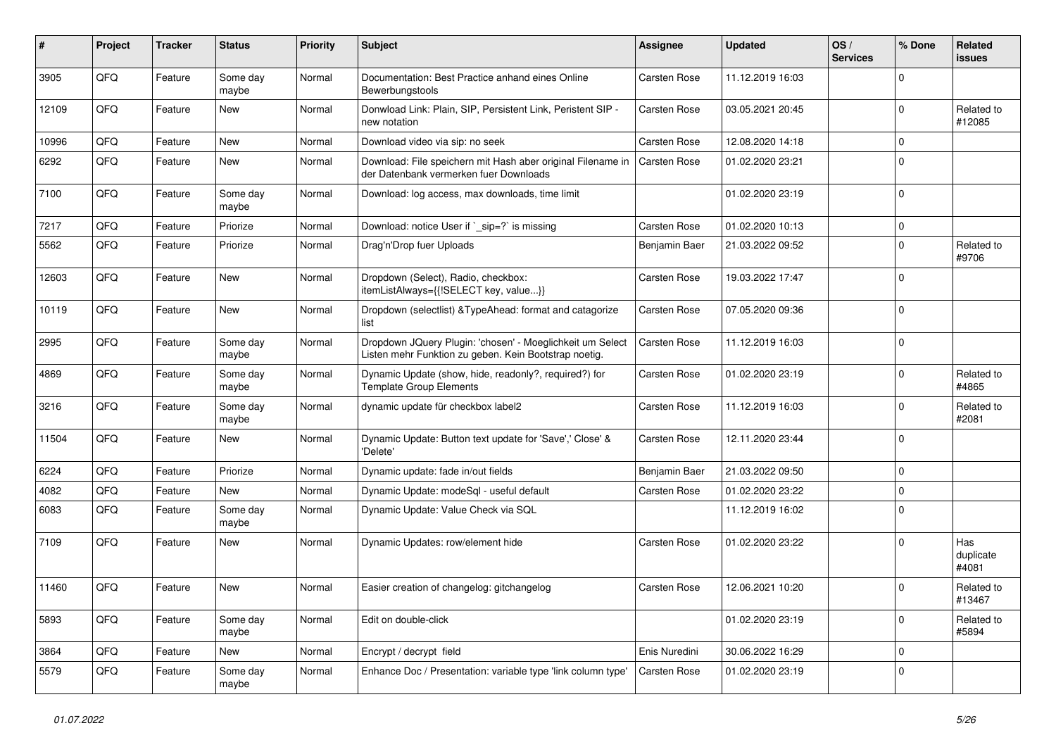| # | Project | Tracker | Status | Priority | Subject | Assignee | Updated | OS / Services | % Done | Related issues |
|---|---|---|---|---|---|---|---|---|---|---|
| 3905 | QFQ | Feature | Some day maybe | Normal | Documentation: Best Practice anhand eines Online Bewerbungstools | Carsten Rose | 11.12.2019 16:03 | | 0 | |
| 12109 | QFQ | Feature | New | Normal | Donwload Link: Plain, SIP, Persistent Link, Peristent SIP - new notation | Carsten Rose | 03.05.2021 20:45 | | 0 | Related to #12085 |
| 10996 | QFQ | Feature | New | Normal | Download video via sip: no seek | Carsten Rose | 12.08.2020 14:18 | | 0 | |
| 6292 | QFQ | Feature | New | Normal | Download: File speichern mit Hash aber original Filename in der Datenbank vermerken fuer Downloads | Carsten Rose | 01.02.2020 23:21 | | 0 | |
| 7100 | QFQ | Feature | Some day maybe | Normal | Download: log access, max downloads, time limit | | 01.02.2020 23:19 | | 0 | |
| 7217 | QFQ | Feature | Priorize | Normal | Download: notice User if `_sip=?` is missing | Carsten Rose | 01.02.2020 10:13 | | 0 | |
| 5562 | QFQ | Feature | Priorize | Normal | Drag'n'Drop fuer Uploads | Benjamin Baer | 21.03.2022 09:52 | | 0 | Related to #9706 |
| 12603 | QFQ | Feature | New | Normal | Dropdown (Select), Radio, checkbox: itemListAlways={{!SELECT key, value...}} | Carsten Rose | 19.03.2022 17:47 | | 0 | |
| 10119 | QFQ | Feature | New | Normal | Dropdown (selectlist) &TypeAhead: format and catagorize list | Carsten Rose | 07.05.2020 09:36 | | 0 | |
| 2995 | QFQ | Feature | Some day maybe | Normal | Dropdown JQuery Plugin: 'chosen' - Moeglichkeit um Select Listen mehr Funktion zu geben. Kein Bootstrap noetig. | Carsten Rose | 11.12.2019 16:03 | | 0 | |
| 4869 | QFQ | Feature | Some day maybe | Normal | Dynamic Update (show, hide, readonly?, required?) for Template Group Elements | Carsten Rose | 01.02.2020 23:19 | | 0 | Related to #4865 |
| 3216 | QFQ | Feature | Some day maybe | Normal | dynamic update für checkbox label2 | Carsten Rose | 11.12.2019 16:03 | | 0 | Related to #2081 |
| 11504 | QFQ | Feature | New | Normal | Dynamic Update: Button text update for 'Save',' Close' & 'Delete' | Carsten Rose | 12.11.2020 23:44 | | 0 | |
| 6224 | QFQ | Feature | Priorize | Normal | Dynamic update: fade in/out fields | Benjamin Baer | 21.03.2022 09:50 | | 0 | |
| 4082 | QFQ | Feature | New | Normal | Dynamic Update: modeSql - useful default | Carsten Rose | 01.02.2020 23:22 | | 0 | |
| 6083 | QFQ | Feature | Some day maybe | Normal | Dynamic Update: Value Check via SQL | | 11.12.2019 16:02 | | 0 | |
| 7109 | QFQ | Feature | New | Normal | Dynamic Updates: row/element hide | Carsten Rose | 01.02.2020 23:22 | | 0 | Has duplicate #4081 |
| 11460 | QFQ | Feature | New | Normal | Easier creation of changelog: gitchangelog | Carsten Rose | 12.06.2021 10:20 | | 0 | Related to #13467 |
| 5893 | QFQ | Feature | Some day maybe | Normal | Edit on double-click | | 01.02.2020 23:19 | | 0 | Related to #5894 |
| 3864 | QFQ | Feature | New | Normal | Encrypt / decrypt field | Enis Nuredini | 30.06.2022 16:29 | | 0 | |
| 5579 | QFQ | Feature | Some day maybe | Normal | Enhance Doc / Presentation: variable type 'link column type' | Carsten Rose | 01.02.2020 23:19 | | 0 | |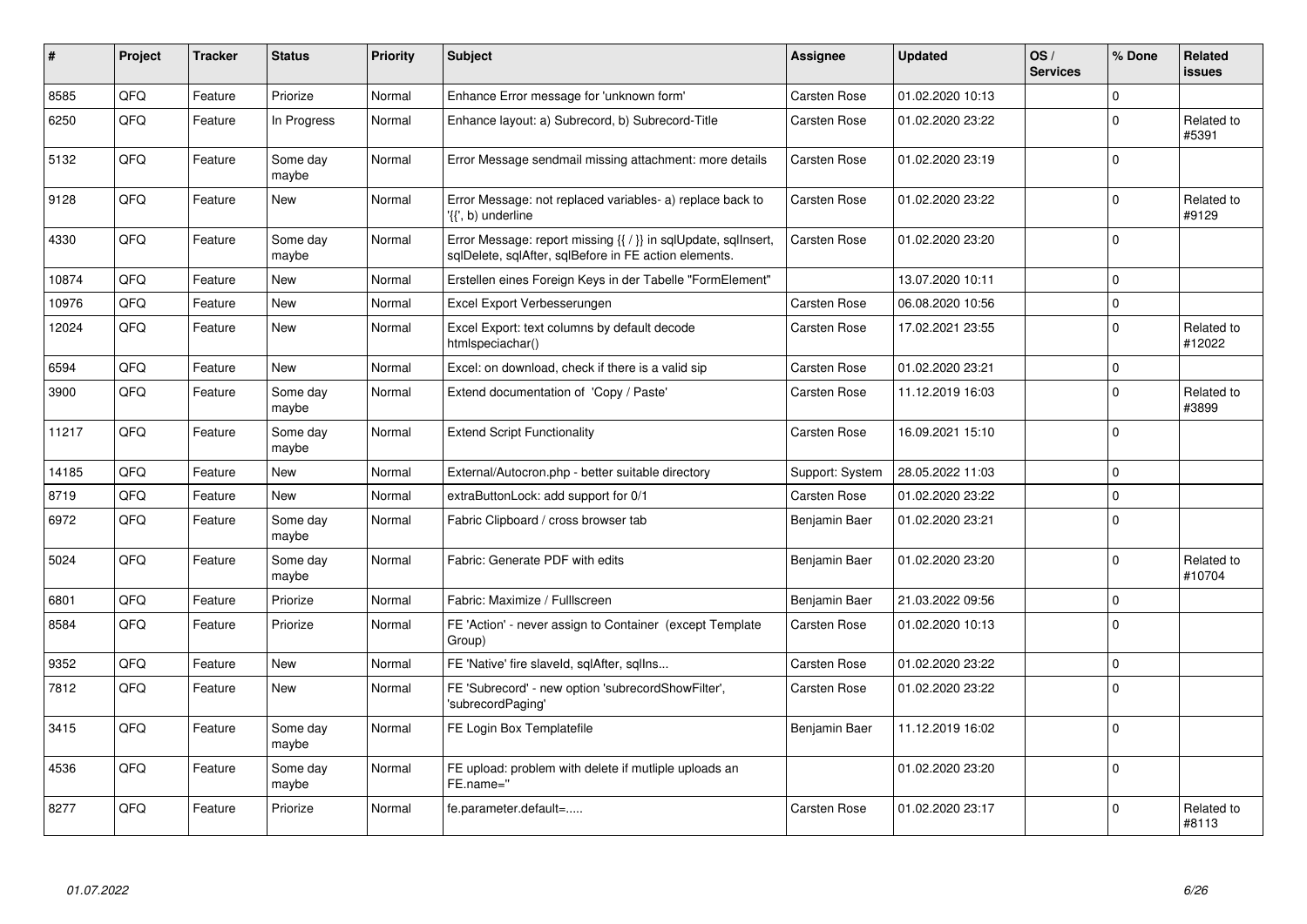| # | Project | Tracker | Status | Priority | Subject | Assignee | Updated | OS / Services | % Done | Related issues |
|---|---|---|---|---|---|---|---|---|---|---|
| 8585 | QFQ | Feature | Priorize | Normal | Enhance Error message for 'unknown form' | Carsten Rose | 01.02.2020 10:13 | | 0 | |
| 6250 | QFQ | Feature | In Progress | Normal | Enhance layout: a) Subrecord, b) Subrecord-Title | Carsten Rose | 01.02.2020 23:22 | | 0 | Related to #5391 |
| 5132 | QFQ | Feature | Some day maybe | Normal | Error Message sendmail missing attachment: more details | Carsten Rose | 01.02.2020 23:19 | | 0 | |
| 9128 | QFQ | Feature | New | Normal | Error Message: not replaced variables- a) replace back to '{{', b) underline | Carsten Rose | 01.02.2020 23:22 | | 0 | Related to #9129 |
| 4330 | QFQ | Feature | Some day maybe | Normal | Error Message: report missing {{ / }} in sqlUpdate, sqlInsert, sqlDelete, sqlAfter, sqlBefore in FE action elements. | Carsten Rose | 01.02.2020 23:20 | | 0 | |
| 10874 | QFQ | Feature | New | Normal | Erstellen eines Foreign Keys in der Tabelle "FormElement" | | 13.07.2020 10:11 | | 0 | |
| 10976 | QFQ | Feature | New | Normal | Excel Export Verbesserungen | Carsten Rose | 06.08.2020 10:56 | | 0 | |
| 12024 | QFQ | Feature | New | Normal | Excel Export: text columns by default decode htmlspeciachar() | Carsten Rose | 17.02.2021 23:55 | | 0 | Related to #12022 |
| 6594 | QFQ | Feature | New | Normal | Excel: on download, check if there is a valid sip | Carsten Rose | 01.02.2020 23:21 | | 0 | |
| 3900 | QFQ | Feature | Some day maybe | Normal | Extend documentation of 'Copy / Paste' | Carsten Rose | 11.12.2019 16:03 | | 0 | Related to #3899 |
| 11217 | QFQ | Feature | Some day maybe | Normal | Extend Script Functionality | Carsten Rose | 16.09.2021 15:10 | | 0 | |
| 14185 | QFQ | Feature | New | Normal | External/Autocron.php - better suitable directory | Support: System | 28.05.2022 11:03 | | 0 | |
| 8719 | QFQ | Feature | New | Normal | extraButtonLock: add support for 0/1 | Carsten Rose | 01.02.2020 23:22 | | 0 | |
| 6972 | QFQ | Feature | Some day maybe | Normal | Fabric Clipboard / cross browser tab | Benjamin Baer | 01.02.2020 23:21 | | 0 | |
| 5024 | QFQ | Feature | Some day maybe | Normal | Fabric: Generate PDF with edits | Benjamin Baer | 01.02.2020 23:20 | | 0 | Related to #10704 |
| 6801 | QFQ | Feature | Priorize | Normal | Fabric: Maximize / Fulllscreen | Benjamin Baer | 21.03.2022 09:56 | | 0 | |
| 8584 | QFQ | Feature | Priorize | Normal | FE 'Action' - never assign to Container (except Template Group) | Carsten Rose | 01.02.2020 10:13 | | 0 | |
| 9352 | QFQ | Feature | New | Normal | FE 'Native' fire slaveId, sqlAfter, sqlIns... | Carsten Rose | 01.02.2020 23:22 | | 0 | |
| 7812 | QFQ | Feature | New | Normal | FE 'Subrecord' - new option 'subrecordShowFilter', 'subrecordPaging' | Carsten Rose | 01.02.2020 23:22 | | 0 | |
| 3415 | QFQ | Feature | Some day maybe | Normal | FE Login Box Templatefile | Benjamin Baer | 11.12.2019 16:02 | | 0 | |
| 4536 | QFQ | Feature | Some day maybe | Normal | FE upload: problem with delete if mutliple uploads an FE.name=" | | 01.02.2020 23:20 | | 0 | |
| 8277 | QFQ | Feature | Priorize | Normal | fe.parameter.default=..... | Carsten Rose | 01.02.2020 23:17 | | 0 | Related to #8113 |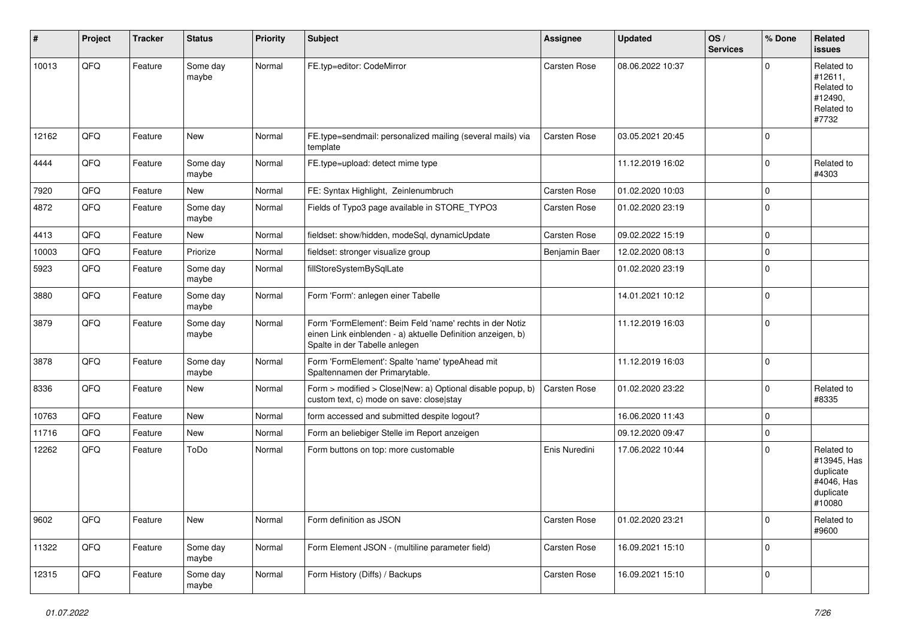| # | Project | Tracker | Status | Priority | Subject | Assignee | Updated | OS / Services | % Done | Related issues |
|---|---|---|---|---|---|---|---|---|---|---|
| 10013 | QFQ | Feature | Some day maybe | Normal | FE.typ=editor: CodeMirror | Carsten Rose | 08.06.2022 10:37 | | 0 | Related to #12611, Related to #12490, Related to #7732 |
| 12162 | QFQ | Feature | New | Normal | FE.type=sendmail: personalized mailing (several mails) via template | Carsten Rose | 03.05.2021 20:45 | | 0 | |
| 4444 | QFQ | Feature | Some day maybe | Normal | FE.type=upload: detect mime type | | 11.12.2019 16:02 | | 0 | Related to #4303 |
| 7920 | QFQ | Feature | New | Normal | FE: Syntax Highlight, Zeinlenumbruch | Carsten Rose | 01.02.2020 10:03 | | 0 | |
| 4872 | QFQ | Feature | Some day maybe | Normal | Fields of Typo3 page available in STORE_TYPO3 | Carsten Rose | 01.02.2020 23:19 | | 0 | |
| 4413 | QFQ | Feature | New | Normal | fieldset: show/hidden, modeSql, dynamicUpdate | Carsten Rose | 09.02.2022 15:19 | | 0 | |
| 10003 | QFQ | Feature | Priorize | Normal | fieldset: stronger visualize group | Benjamin Baer | 12.02.2020 08:13 | | 0 | |
| 5923 | QFQ | Feature | Some day maybe | Normal | fillStoreSystemBySqlLate | | 01.02.2020 23:19 | | 0 | |
| 3880 | QFQ | Feature | Some day maybe | Normal | Form 'Form': anlegen einer Tabelle | | 14.01.2021 10:12 | | 0 | |
| 3879 | QFQ | Feature | Some day maybe | Normal | Form 'FormElement': Beim Feld 'name' rechts in der Notiz einen Link einblenden - a) aktuelle Definition anzeigen, b) Spalte in der Tabelle anlegen | | 11.12.2019 16:03 | | 0 | |
| 3878 | QFQ | Feature | Some day maybe | Normal | Form 'FormElement': Spalte 'name' typeAhead mit Spaltennamen der Primarytable. | | 11.12.2019 16:03 | | 0 | |
| 8336 | QFQ | Feature | New | Normal | Form > modified > Close\|New: a) Optional disable popup, b) custom text, c) mode on save: close\|stay | Carsten Rose | 01.02.2020 23:22 | | 0 | Related to #8335 |
| 10763 | QFQ | Feature | New | Normal | form accessed and submitted despite logout? | | 16.06.2020 11:43 | | 0 | |
| 11716 | QFQ | Feature | New | Normal | Form an beliebiger Stelle im Report anzeigen | | 09.12.2020 09:47 | | 0 | |
| 12262 | QFQ | Feature | ToDo | Normal | Form buttons on top: more customable | Enis Nuredini | 17.06.2022 10:44 | | 0 | Related to #13945, Has duplicate #4046, Has duplicate #10080 |
| 9602 | QFQ | Feature | New | Normal | Form definition as JSON | Carsten Rose | 01.02.2020 23:21 | | 0 | Related to #9600 |
| 11322 | QFQ | Feature | Some day maybe | Normal | Form Element JSON - (multiline parameter field) | Carsten Rose | 16.09.2021 15:10 | | 0 | |
| 12315 | QFQ | Feature | Some day maybe | Normal | Form History (Diffs) / Backups | Carsten Rose | 16.09.2021 15:10 | | 0 | |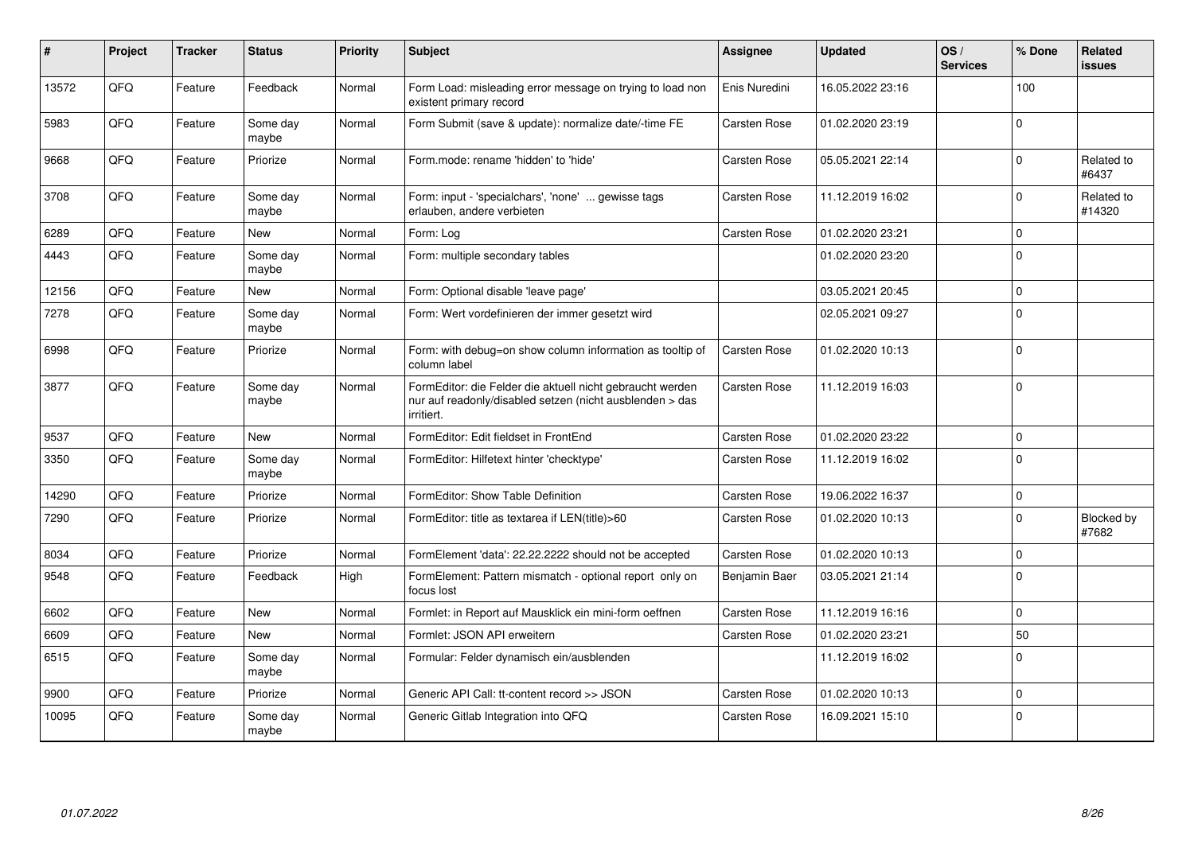| # | Project | Tracker | Status | Priority | Subject | Assignee | Updated | OS / Services | % Done | Related issues |
|---|---|---|---|---|---|---|---|---|---|---|
| 13572 | QFQ | Feature | Feedback | Normal | Form Load: misleading error message on trying to load non existent primary record | Enis Nuredini | 16.05.2022 23:16 | | 100 | |
| 5983 | QFQ | Feature | Some day maybe | Normal | Form Submit (save & update): normalize date/-time FE | Carsten Rose | 01.02.2020 23:19 | | 0 | |
| 9668 | QFQ | Feature | Priorize | Normal | Form.mode: rename 'hidden' to 'hide' | Carsten Rose | 05.05.2021 22:14 | | 0 | Related to #6437 |
| 3708 | QFQ | Feature | Some day maybe | Normal | Form: input - 'specialchars', 'none' ... gewisse tags erlauben, andere verbieten | Carsten Rose | 11.12.2019 16:02 | | 0 | Related to #14320 |
| 6289 | QFQ | Feature | New | Normal | Form: Log | Carsten Rose | 01.02.2020 23:21 | | 0 | |
| 4443 | QFQ | Feature | Some day maybe | Normal | Form: multiple secondary tables | | 01.02.2020 23:20 | | 0 | |
| 12156 | QFQ | Feature | New | Normal | Form: Optional disable 'leave page' | | 03.05.2021 20:45 | | 0 | |
| 7278 | QFQ | Feature | Some day maybe | Normal | Form: Wert vordefinieren der immer gesetzt wird | | 02.05.2021 09:27 | | 0 | |
| 6998 | QFQ | Feature | Priorize | Normal | Form: with debug=on show column information as tooltip of column label | Carsten Rose | 01.02.2020 10:13 | | 0 | |
| 3877 | QFQ | Feature | Some day maybe | Normal | FormEditor: die Felder die aktuell nicht gebraucht werden nur auf readonly/disabled setzen (nicht ausblenden > das irritiert. | Carsten Rose | 11.12.2019 16:03 | | 0 | |
| 9537 | QFQ | Feature | New | Normal | FormEditor: Edit fieldset in FrontEnd | Carsten Rose | 01.02.2020 23:22 | | 0 | |
| 3350 | QFQ | Feature | Some day maybe | Normal | FormEditor: Hilfetext hinter 'checktype' | Carsten Rose | 11.12.2019 16:02 | | 0 | |
| 14290 | QFQ | Feature | Priorize | Normal | FormEditor: Show Table Definition | Carsten Rose | 19.06.2022 16:37 | | 0 | |
| 7290 | QFQ | Feature | Priorize | Normal | FormEditor: title as textarea if LEN(title)>60 | Carsten Rose | 01.02.2020 10:13 | | 0 | Blocked by #7682 |
| 8034 | QFQ | Feature | Priorize | Normal | FormElement 'data': 22.22.2222 should not be accepted | Carsten Rose | 01.02.2020 10:13 | | 0 | |
| 9548 | QFQ | Feature | Feedback | High | FormElement: Pattern mismatch - optional report only on focus lost | Benjamin Baer | 03.05.2021 21:14 | | 0 | |
| 6602 | QFQ | Feature | New | Normal | Formlet: in Report auf Mausklick ein mini-form oeffnen | Carsten Rose | 11.12.2019 16:16 | | 0 | |
| 6609 | QFQ | Feature | New | Normal | Formlet: JSON API erweitern | Carsten Rose | 01.02.2020 23:21 | | 50 | |
| 6515 | QFQ | Feature | Some day maybe | Normal | Formular: Felder dynamisch ein/ausblenden | | 11.12.2019 16:02 | | 0 | |
| 9900 | QFQ | Feature | Priorize | Normal | Generic API Call: tt-content record >> JSON | Carsten Rose | 01.02.2020 10:13 | | 0 | |
| 10095 | QFQ | Feature | Some day maybe | Normal | Generic Gitlab Integration into QFQ | Carsten Rose | 16.09.2021 15:10 | | 0 | |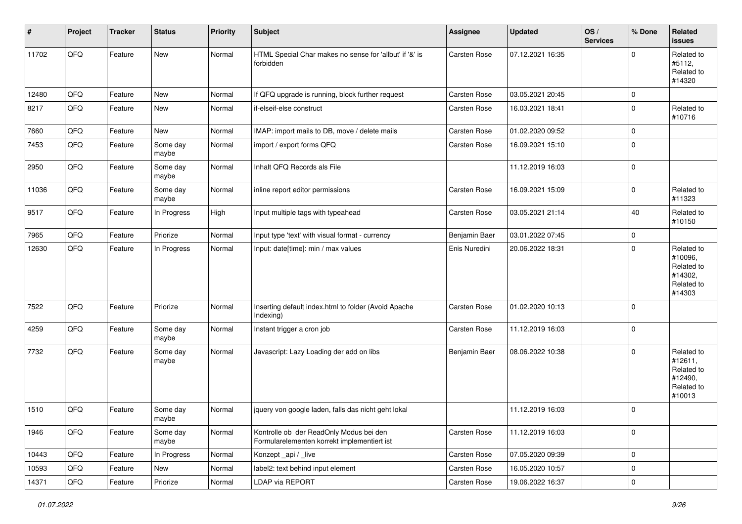| # | Project | Tracker | Status | Priority | Subject | Assignee | Updated | OS / Services | % Done | Related issues |
|---|---|---|---|---|---|---|---|---|---|---|
| 11702 | QFQ | Feature | New | Normal | HTML Special Char makes no sense for 'allbut' if '&' is forbidden | Carsten Rose | 07.12.2021 16:35 | | 0 | Related to #5112, Related to #14320 |
| 12480 | QFQ | Feature | New | Normal | If QFQ upgrade is running, block further request | Carsten Rose | 03.05.2021 20:45 | | 0 | |
| 8217 | QFQ | Feature | New | Normal | if-elseif-else construct | Carsten Rose | 16.03.2021 18:41 | | 0 | Related to #10716 |
| 7660 | QFQ | Feature | New | Normal | IMAP: import mails to DB, move / delete mails | Carsten Rose | 01.02.2020 09:52 | | 0 | |
| 7453 | QFQ | Feature | Some day maybe | Normal | import / export forms QFQ | Carsten Rose | 16.09.2021 15:10 | | 0 | |
| 2950 | QFQ | Feature | Some day maybe | Normal | Inhalt QFQ Records als File | | 11.12.2019 16:03 | | 0 | |
| 11036 | QFQ | Feature | Some day maybe | Normal | inline report editor permissions | Carsten Rose | 16.09.2021 15:09 | | 0 | Related to #11323 |
| 9517 | QFQ | Feature | In Progress | High | Input multiple tags with typeahead | Carsten Rose | 03.05.2021 21:14 | | 40 | Related to #10150 |
| 7965 | QFQ | Feature | Priorize | Normal | Input type 'text' with visual format - currency | Benjamin Baer | 03.01.2022 07:45 | | 0 | |
| 12630 | QFQ | Feature | In Progress | Normal | Input: date[time]: min / max values | Enis Nuredini | 20.06.2022 18:31 | | 0 | Related to #10096, Related to #14302, Related to #14303 |
| 7522 | QFQ | Feature | Priorize | Normal | Inserting default index.html to folder (Avoid Apache Indexing) | Carsten Rose | 01.02.2020 10:13 | | 0 | |
| 4259 | QFQ | Feature | Some day maybe | Normal | Instant trigger a cron job | Carsten Rose | 11.12.2019 16:03 | | 0 | |
| 7732 | QFQ | Feature | Some day maybe | Normal | Javascript: Lazy Loading der add on libs | Benjamin Baer | 08.06.2022 10:38 | | 0 | Related to #12611, Related to #12490, Related to #10013 |
| 1510 | QFQ | Feature | Some day maybe | Normal | jquery von google laden, falls das nicht geht lokal | | 11.12.2019 16:03 | | 0 | |
| 1946 | QFQ | Feature | Some day maybe | Normal | Kontrolle ob der ReadOnly Modus bei den Formularelementen korrekt implementiert ist | Carsten Rose | 11.12.2019 16:03 | | 0 | |
| 10443 | QFQ | Feature | In Progress | Normal | Konzept _api / _live | Carsten Rose | 07.05.2020 09:39 | | 0 | |
| 10593 | QFQ | Feature | New | Normal | label2: text behind input element | Carsten Rose | 16.05.2020 10:57 | | 0 | |
| 14371 | QFQ | Feature | Priorize | Normal | LDAP via REPORT | Carsten Rose | 19.06.2022 16:37 | | 0 | |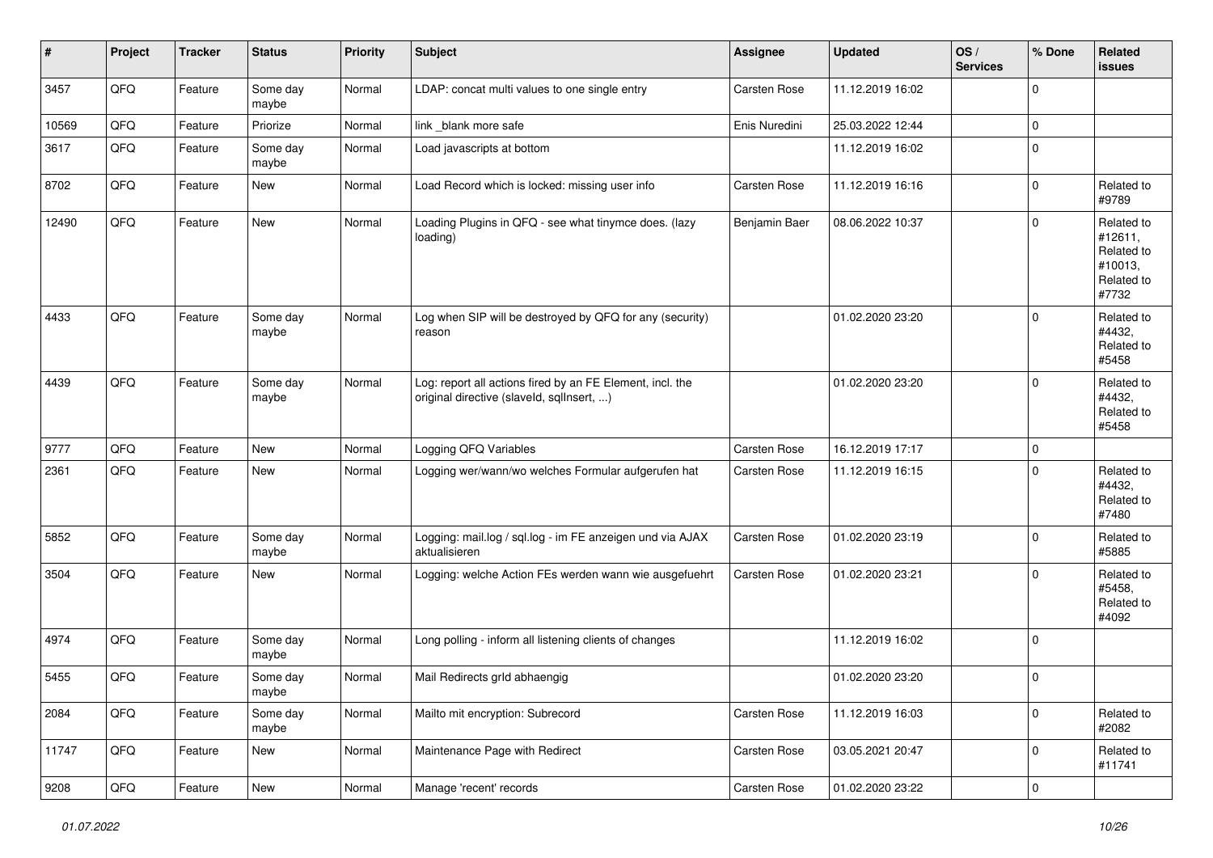| # | Project | Tracker | Status | Priority | Subject | Assignee | Updated | OS / Services | % Done | Related issues |
|---|---|---|---|---|---|---|---|---|---|---|
| 3457 | QFQ | Feature | Some day maybe | Normal | LDAP: concat multi values to one single entry | Carsten Rose | 11.12.2019 16:02 | | 0 | |
| 10569 | QFQ | Feature | Priorize | Normal | link _blank more safe | Enis Nuredini | 25.03.2022 12:44 | | 0 | |
| 3617 | QFQ | Feature | Some day maybe | Normal | Load javascripts at bottom | | 11.12.2019 16:02 | | 0 | |
| 8702 | QFQ | Feature | New | Normal | Load Record which is locked: missing user info | Carsten Rose | 11.12.2019 16:16 | | 0 | Related to #9789 |
| 12490 | QFQ | Feature | New | Normal | Loading Plugins in QFQ - see what tinymce does. (lazy loading) | Benjamin Baer | 08.06.2022 10:37 | | 0 | Related to #12611, Related to #10013, Related to #7732 |
| 4433 | QFQ | Feature | Some day maybe | Normal | Log when SIP will be destroyed by QFQ for any (security) reason | | 01.02.2020 23:20 | | 0 | Related to #4432, Related to #5458 |
| 4439 | QFQ | Feature | Some day maybe | Normal | Log: report all actions fired by an FE Element, incl. the original directive (slaveId, sqlInsert, ...) | | 01.02.2020 23:20 | | 0 | Related to #4432, Related to #5458 |
| 9777 | QFQ | Feature | New | Normal | Logging QFQ Variables | Carsten Rose | 16.12.2019 17:17 | | 0 | |
| 2361 | QFQ | Feature | New | Normal | Logging wer/wann/wo welches Formular aufgerufen hat | Carsten Rose | 11.12.2019 16:15 | | 0 | Related to #4432, Related to #7480 |
| 5852 | QFQ | Feature | Some day maybe | Normal | Logging: mail.log / sql.log - im FE anzeigen und via AJAX aktualisieren | Carsten Rose | 01.02.2020 23:19 | | 0 | Related to #5885 |
| 3504 | QFQ | Feature | New | Normal | Logging: welche Action FEs werden wann wie ausgefuehrt | Carsten Rose | 01.02.2020 23:21 | | 0 | Related to #5458, Related to #4092 |
| 4974 | QFQ | Feature | Some day maybe | Normal | Long polling - inform all listening clients of changes | | 11.12.2019 16:02 | | 0 | |
| 5455 | QFQ | Feature | Some day maybe | Normal | Mail Redirects grId abhaengig | | 01.02.2020 23:20 | | 0 | |
| 2084 | QFQ | Feature | Some day maybe | Normal | Mailto mit encryption: Subrecord | Carsten Rose | 11.12.2019 16:03 | | 0 | Related to #2082 |
| 11747 | QFQ | Feature | New | Normal | Maintenance Page with Redirect | Carsten Rose | 03.05.2021 20:47 | | 0 | Related to #11741 |
| 9208 | QFQ | Feature | New | Normal | Manage 'recent' records | Carsten Rose | 01.02.2020 23:22 | | 0 | |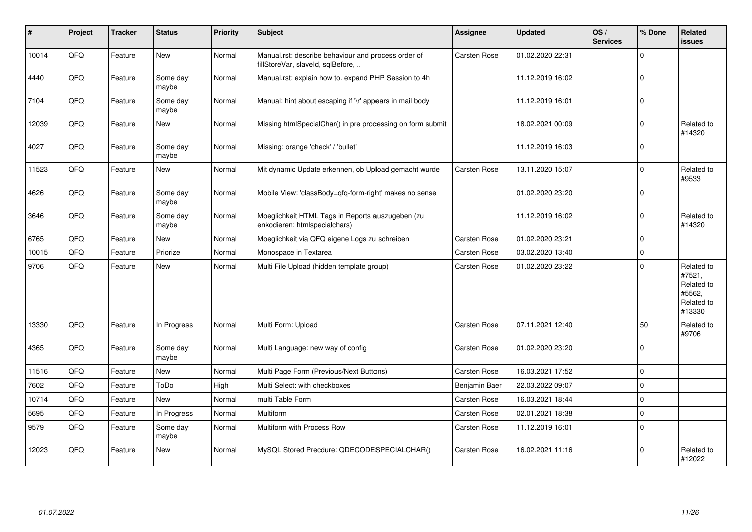| # | Project | Tracker | Status | Priority | Subject | Assignee | Updated | OS / Services | % Done | Related issues |
|---|---|---|---|---|---|---|---|---|---|---|
| 10014 | QFQ | Feature | New | Normal | Manual.rst: describe behaviour and process order of fillStoreVar, slaveId, sqlBefore, .. | Carsten Rose | 01.02.2020 22:31 | | 0 | |
| 4440 | QFQ | Feature | Some day maybe | Normal | Manual.rst: explain how to. expand PHP Session to 4h | | 11.12.2019 16:02 | | 0 | |
| 7104 | QFQ | Feature | Some day maybe | Normal | Manual: hint about escaping if '\r' appears in mail body | | 11.12.2019 16:01 | | 0 | |
| 12039 | QFQ | Feature | New | Normal | Missing htmlSpecialChar() in pre processing on form submit | | 18.02.2021 00:09 | | 0 | Related to #14320 |
| 4027 | QFQ | Feature | Some day maybe | Normal | Missing: orange 'check' / 'bullet' | | 11.12.2019 16:03 | | 0 | |
| 11523 | QFQ | Feature | New | Normal | Mit dynamic Update erkennen, ob Upload gemacht wurde | Carsten Rose | 13.11.2020 15:07 | | 0 | Related to #9533 |
| 4626 | QFQ | Feature | Some day maybe | Normal | Mobile View: 'classBody=qfq-form-right' makes no sense | | 01.02.2020 23:20 | | 0 | |
| 3646 | QFQ | Feature | Some day maybe | Normal | Moeglichkeit HTML Tags in Reports auszugeben (zu enkodieren: htmlspecialchars) | | 11.12.2019 16:02 | | 0 | Related to #14320 |
| 6765 | QFQ | Feature | New | Normal | Moeglichkeit via QFQ eigene Logs zu schreiben | Carsten Rose | 01.02.2020 23:21 | | 0 | |
| 10015 | QFQ | Feature | Priorize | Normal | Monospace in Textarea | Carsten Rose | 03.02.2020 13:40 | | 0 | |
| 9706 | QFQ | Feature | New | Normal | Multi File Upload (hidden template group) | Carsten Rose | 01.02.2020 23:22 | | 0 | Related to #7521, Related to #5562, Related to #13330 |
| 13330 | QFQ | Feature | In Progress | Normal | Multi Form: Upload | Carsten Rose | 07.11.2021 12:40 | | 50 | Related to #9706 |
| 4365 | QFQ | Feature | Some day maybe | Normal | Multi Language: new way of config | Carsten Rose | 01.02.2020 23:20 | | 0 | |
| 11516 | QFQ | Feature | New | Normal | Multi Page Form (Previous/Next Buttons) | Carsten Rose | 16.03.2021 17:52 | | 0 | |
| 7602 | QFQ | Feature | ToDo | High | Multi Select: with checkboxes | Benjamin Baer | 22.03.2022 09:07 | | 0 | |
| 10714 | QFQ | Feature | New | Normal | multi Table Form | Carsten Rose | 16.03.2021 18:44 | | 0 | |
| 5695 | QFQ | Feature | In Progress | Normal | Multiform | Carsten Rose | 02.01.2021 18:38 | | 0 | |
| 9579 | QFQ | Feature | Some day maybe | Normal | Multiform with Process Row | Carsten Rose | 11.12.2019 16:01 | | 0 | |
| 12023 | QFQ | Feature | New | Normal | MySQL Stored Precdure: QDECODESPECIALCHAR() | Carsten Rose | 16.02.2021 11:16 | | 0 | Related to #12022 |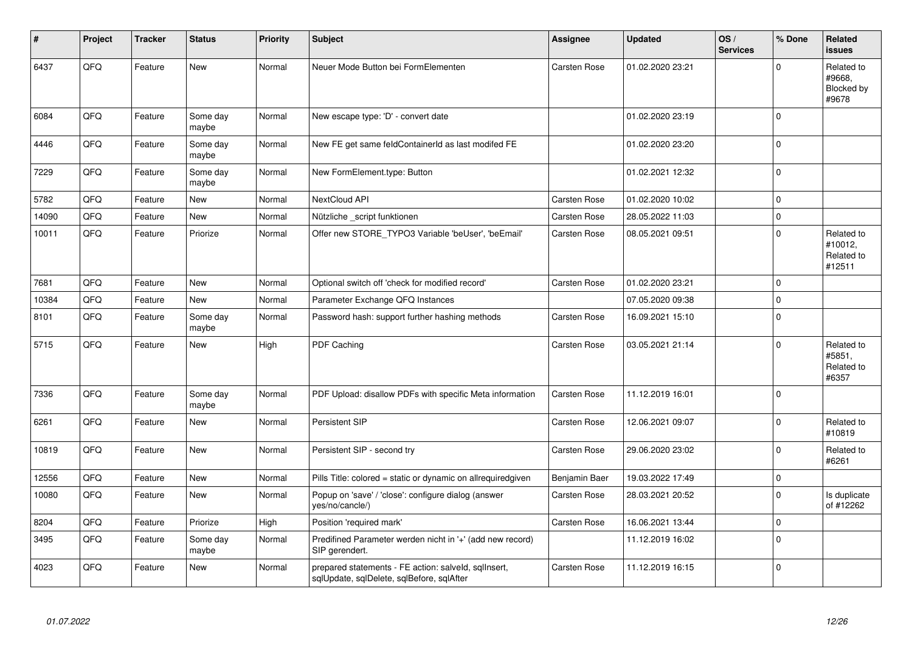| # | Project | Tracker | Status | Priority | Subject | Assignee | Updated | OS / Services | % Done | Related issues |
|---|---|---|---|---|---|---|---|---|---|---|
| 6437 | QFQ | Feature | New | Normal | Neuer Mode Button bei FormElementen | Carsten Rose | 01.02.2020 23:21 | | 0 | Related to #9668, Blocked by #9678 |
| 6084 | QFQ | Feature | Some day maybe | Normal | New escape type: 'D' - convert date | | 01.02.2020 23:19 | | 0 | |
| 4446 | QFQ | Feature | Some day maybe | Normal | New FE get same feldContainerId as last modifed FE | | 01.02.2020 23:20 | | 0 | |
| 7229 | QFQ | Feature | Some day maybe | Normal | New FormElement.type: Button | | 01.02.2021 12:32 | | 0 | |
| 5782 | QFQ | Feature | New | Normal | NextCloud API | Carsten Rose | 01.02.2020 10:02 | | 0 | |
| 14090 | QFQ | Feature | New | Normal | Nützliche _script funktionen | Carsten Rose | 28.05.2022 11:03 | | 0 | |
| 10011 | QFQ | Feature | Priorize | Normal | Offer new STORE_TYPO3 Variable 'beUser', 'beEmail' | Carsten Rose | 08.05.2021 09:51 | | 0 | Related to #10012, Related to #12511 |
| 7681 | QFQ | Feature | New | Normal | Optional switch off 'check for modified record' | Carsten Rose | 01.02.2020 23:21 | | 0 | |
| 10384 | QFQ | Feature | New | Normal | Parameter Exchange QFQ Instances | | 07.05.2020 09:38 | | 0 | |
| 8101 | QFQ | Feature | Some day maybe | Normal | Password hash: support further hashing methods | Carsten Rose | 16.09.2021 15:10 | | 0 | |
| 5715 | QFQ | Feature | New | High | PDF Caching | Carsten Rose | 03.05.2021 21:14 | | 0 | Related to #5851, Related to #6357 |
| 7336 | QFQ | Feature | Some day maybe | Normal | PDF Upload: disallow PDFs with specific Meta information | Carsten Rose | 11.12.2019 16:01 | | 0 | |
| 6261 | QFQ | Feature | New | Normal | Persistent SIP | Carsten Rose | 12.06.2021 09:07 | | 0 | Related to #10819 |
| 10819 | QFQ | Feature | New | Normal | Persistent SIP - second try | Carsten Rose | 29.06.2020 23:02 | | 0 | Related to #6261 |
| 12556 | QFQ | Feature | New | Normal | Pills Title: colored = static or dynamic on allrequiredgiven | Benjamin Baer | 19.03.2022 17:49 | | 0 | |
| 10080 | QFQ | Feature | New | Normal | Popup on 'save' / 'close': configure dialog (answer yes/no/cancle/) | Carsten Rose | 28.03.2021 20:52 | | 0 | Is duplicate of #12262 |
| 8204 | QFQ | Feature | Priorize | High | Position 'required mark' | Carsten Rose | 16.06.2021 13:44 | | 0 | |
| 3495 | QFQ | Feature | Some day maybe | Normal | Predifined Parameter werden nicht in '+' (add new record) SIP gerendert. | | 11.12.2019 16:02 | | 0 | |
| 4023 | QFQ | Feature | New | Normal | prepared statements - FE action: salveld, sqlInsert, sqlUpdate, sqlDelete, sqlBefore, sqlAfter | Carsten Rose | 11.12.2019 16:15 | | 0 | |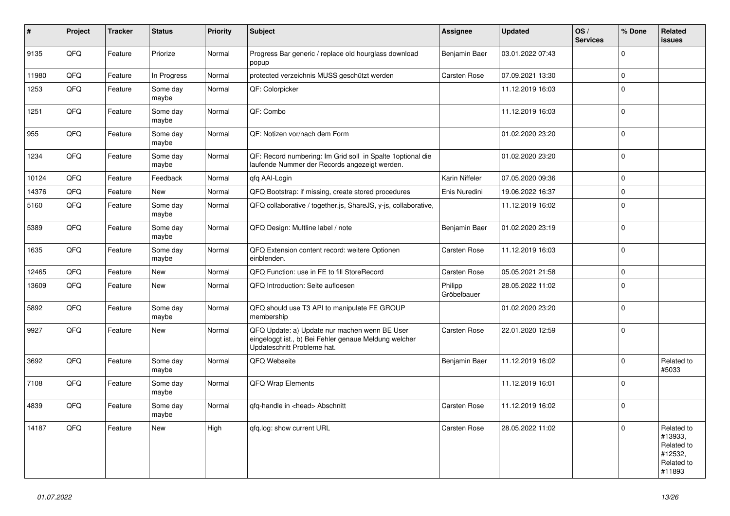| # | Project | Tracker | Status | Priority | Subject | Assignee | Updated | OS / Services | % Done | Related issues |
|---|---|---|---|---|---|---|---|---|---|---|
| 9135 | QFQ | Feature | Priorize | Normal | Progress Bar generic / replace old hourglass download popup | Benjamin Baer | 03.01.2022 07:43 | | 0 | |
| 11980 | QFQ | Feature | In Progress | Normal | protected verzeichnis MUSS geschützt werden | Carsten Rose | 07.09.2021 13:30 | | 0 | |
| 1253 | QFQ | Feature | Some day maybe | Normal | QF: Colorpicker | | 11.12.2019 16:03 | | 0 | |
| 1251 | QFQ | Feature | Some day maybe | Normal | QF: Combo | | 11.12.2019 16:03 | | 0 | |
| 955 | QFQ | Feature | Some day maybe | Normal | QF: Notizen vor/nach dem Form | | 01.02.2020 23:20 | | 0 | |
| 1234 | QFQ | Feature | Some day maybe | Normal | QF: Record numbering: Im Grid soll in Spalte 1optional die laufende Nummer der Records angezeigt werden. | | 01.02.2020 23:20 | | 0 | |
| 10124 | QFQ | Feature | Feedback | Normal | qfq AAI-Login | Karin Niffeler | 07.05.2020 09:36 | | 0 | |
| 14376 | QFQ | Feature | New | Normal | QFQ Bootstrap: if missing, create stored procedures | Enis Nuredini | 19.06.2022 16:37 | | 0 | |
| 5160 | QFQ | Feature | Some day maybe | Normal | QFQ collaborative / together.js, ShareJS, y-js, collaborative, | | 11.12.2019 16:02 | | 0 | |
| 5389 | QFQ | Feature | Some day maybe | Normal | QFQ Design: Multline label / note | Benjamin Baer | 01.02.2020 23:19 | | 0 | |
| 1635 | QFQ | Feature | Some day maybe | Normal | QFQ Extension content record: weitere Optionen einblenden. | Carsten Rose | 11.12.2019 16:03 | | 0 | |
| 12465 | QFQ | Feature | New | Normal | QFQ Function: use in FE to fill StoreRecord | Carsten Rose | 05.05.2021 21:58 | | 0 | |
| 13609 | QFQ | Feature | New | Normal | QFQ Introduction: Seite aufloesen | Philipp Gröbelbauer | 28.05.2022 11:02 | | 0 | |
| 5892 | QFQ | Feature | Some day maybe | Normal | QFQ should use T3 API to manipulate FE GROUP membership | | 01.02.2020 23:20 | | 0 | |
| 9927 | QFQ | Feature | New | Normal | QFQ Update: a) Update nur machen wenn BE User eingeloggt ist., b) Bei Fehler genaue Meldung welcher Updateschritt Probleme hat. | Carsten Rose | 22.01.2020 12:59 | | 0 | |
| 3692 | QFQ | Feature | Some day maybe | Normal | QFQ Webseite | Benjamin Baer | 11.12.2019 16:02 | | 0 | Related to #5033 |
| 7108 | QFQ | Feature | Some day maybe | Normal | QFQ Wrap Elements | | 11.12.2019 16:01 | | 0 | |
| 4839 | QFQ | Feature | Some day maybe | Normal | qfq-handle in <head> Abschnitt | Carsten Rose | 11.12.2019 16:02 | | 0 | |
| 14187 | QFQ | Feature | New | High | qfq.log: show current URL | Carsten Rose | 28.05.2022 11:02 | | 0 | Related to #13933, Related to #12532, Related to #11893 |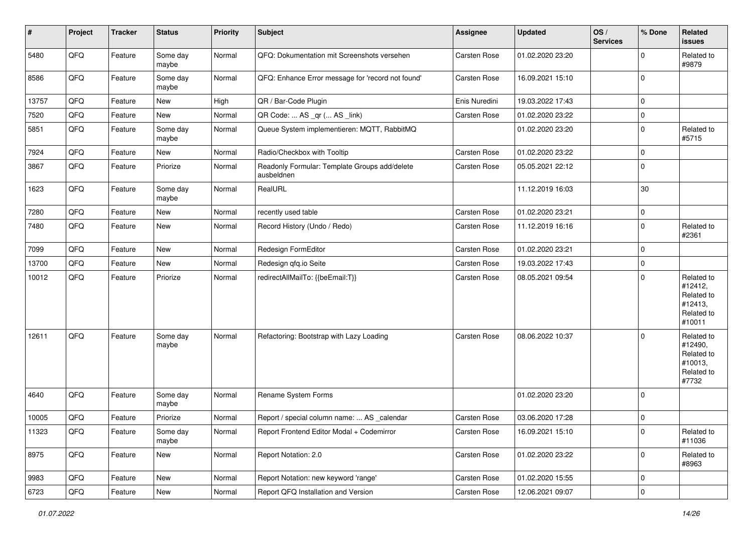| # | Project | Tracker | Status | Priority | Subject | Assignee | Updated | OS / Services | % Done | Related issues |
|---|---|---|---|---|---|---|---|---|---|---|
| 5480 | QFQ | Feature | Some day maybe | Normal | QFQ: Dokumentation mit Screenshots versehen | Carsten Rose | 01.02.2020 23:20 | | 0 | Related to #9879 |
| 8586 | QFQ | Feature | Some day maybe | Normal | QFQ: Enhance Error message for 'record not found' | Carsten Rose | 16.09.2021 15:10 | | 0 | |
| 13757 | QFQ | Feature | New | High | QR / Bar-Code Plugin | Enis Nuredini | 19.03.2022 17:43 | | 0 | |
| 7520 | QFQ | Feature | New | Normal | QR Code: ... AS _qr ( ... AS _link) | Carsten Rose | 01.02.2020 23:22 | | 0 | |
| 5851 | QFQ | Feature | Some day maybe | Normal | Queue System implementieren: MQTT, RabbitMQ | | 01.02.2020 23:20 | | 0 | Related to #5715 |
| 7924 | QFQ | Feature | New | Normal | Radio/Checkbox with Tooltip | Carsten Rose | 01.02.2020 23:22 | | 0 | |
| 3867 | QFQ | Feature | Priorize | Normal | Readonly Formular: Template Groups add/delete ausbeldnen | Carsten Rose | 05.05.2021 22:12 | | 0 | |
| 1623 | QFQ | Feature | Some day maybe | Normal | RealURL | | 11.12.2019 16:03 | | 30 | |
| 7280 | QFQ | Feature | New | Normal | recently used table | Carsten Rose | 01.02.2020 23:21 | | 0 | |
| 7480 | QFQ | Feature | New | Normal | Record History (Undo / Redo) | Carsten Rose | 11.12.2019 16:16 | | 0 | Related to #2361 |
| 7099 | QFQ | Feature | New | Normal | Redesign FormEditor | Carsten Rose | 01.02.2020 23:21 | | 0 | |
| 13700 | QFQ | Feature | New | Normal | Redesign qfq.io Seite | Carsten Rose | 19.03.2022 17:43 | | 0 | |
| 10012 | QFQ | Feature | Priorize | Normal | redirectAllMailTo: {{beEmail:T}} | Carsten Rose | 08.05.2021 09:54 | | 0 | Related to #12412, Related to #12413, Related to #10011 |
| 12611 | QFQ | Feature | Some day maybe | Normal | Refactoring: Bootstrap with Lazy Loading | Carsten Rose | 08.06.2022 10:37 | | 0 | Related to #12490, Related to #10013, Related to #7732 |
| 4640 | QFQ | Feature | Some day maybe | Normal | Rename System Forms | | 01.02.2020 23:20 | | 0 | |
| 10005 | QFQ | Feature | Priorize | Normal | Report / special column name: ... AS _calendar | Carsten Rose | 03.06.2020 17:28 | | 0 | |
| 11323 | QFQ | Feature | Some day maybe | Normal | Report Frontend Editor Modal + Codemirror | Carsten Rose | 16.09.2021 15:10 | | 0 | Related to #11036 |
| 8975 | QFQ | Feature | New | Normal | Report Notation: 2.0 | Carsten Rose | 01.02.2020 23:22 | | 0 | Related to #8963 |
| 9983 | QFQ | Feature | New | Normal | Report Notation: new keyword 'range' | Carsten Rose | 01.02.2020 15:55 | | 0 | |
| 6723 | QFQ | Feature | New | Normal | Report QFQ Installation and Version | Carsten Rose | 12.06.2021 09:07 | | 0 | |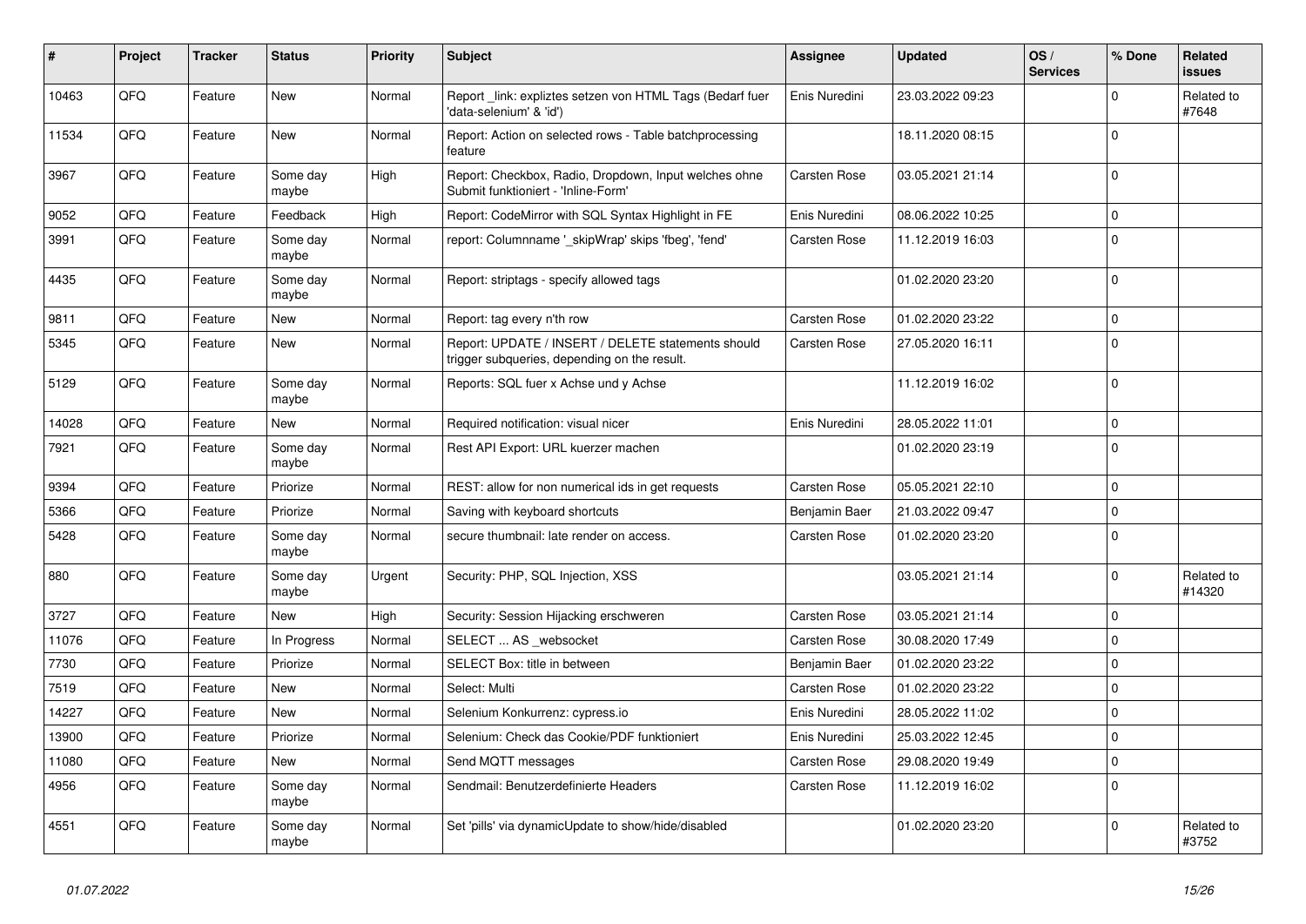| # | Project | Tracker | Status | Priority | Subject | Assignee | Updated | OS / Services | % Done | Related issues |
|---|---|---|---|---|---|---|---|---|---|---|
| 10463 | QFQ | Feature | New | Normal | Report _link: expliztes setzen von HTML Tags (Bedarf fuer 'data-selenium' & 'id') | Enis Nuredini | 23.03.2022 09:23 | | 0 | Related to #7648 |
| 11534 | QFQ | Feature | New | Normal | Report: Action on selected rows - Table batchprocessing feature | | 18.11.2020 08:15 | | 0 | |
| 3967 | QFQ | Feature | Some day maybe | High | Report: Checkbox, Radio, Dropdown, Input welches ohne Submit funktioniert - 'Inline-Form' | Carsten Rose | 03.05.2021 21:14 | | 0 | |
| 9052 | QFQ | Feature | Feedback | High | Report: CodeMirror with SQL Syntax Highlight in FE | Enis Nuredini | 08.06.2022 10:25 | | 0 | |
| 3991 | QFQ | Feature | Some day maybe | Normal | report: Columnname '_skipWrap' skips 'fbeg', 'fend' | Carsten Rose | 11.12.2019 16:03 | | 0 | |
| 4435 | QFQ | Feature | Some day maybe | Normal | Report: striptags - specify allowed tags | | 01.02.2020 23:20 | | 0 | |
| 9811 | QFQ | Feature | New | Normal | Report: tag every n'th row | Carsten Rose | 01.02.2020 23:22 | | 0 | |
| 5345 | QFQ | Feature | New | Normal | Report: UPDATE / INSERT / DELETE statements should trigger subqueries, depending on the result. | Carsten Rose | 27.05.2020 16:11 | | 0 | |
| 5129 | QFQ | Feature | Some day maybe | Normal | Reports: SQL fuer x Achse und y Achse | | 11.12.2019 16:02 | | 0 | |
| 14028 | QFQ | Feature | New | Normal | Required notification: visual nicer | Enis Nuredini | 28.05.2022 11:01 | | 0 | |
| 7921 | QFQ | Feature | Some day maybe | Normal | Rest API Export: URL kuerzer machen | | 01.02.2020 23:19 | | 0 | |
| 9394 | QFQ | Feature | Priorize | Normal | REST: allow for non numerical ids in get requests | Carsten Rose | 05.05.2021 22:10 | | 0 | |
| 5366 | QFQ | Feature | Priorize | Normal | Saving with keyboard shortcuts | Benjamin Baer | 21.03.2022 09:47 | | 0 | |
| 5428 | QFQ | Feature | Some day maybe | Normal | secure thumbnail: late render on access. | Carsten Rose | 01.02.2020 23:20 | | 0 | |
| 880 | QFQ | Feature | Some day maybe | Urgent | Security: PHP, SQL Injection, XSS | | 03.05.2021 21:14 | | 0 | Related to #14320 |
| 3727 | QFQ | Feature | New | High | Security: Session Hijacking erschweren | Carsten Rose | 03.05.2021 21:14 | | 0 | |
| 11076 | QFQ | Feature | In Progress | Normal | SELECT ... AS _websocket | Carsten Rose | 30.08.2020 17:49 | | 0 | |
| 7730 | QFQ | Feature | Priorize | Normal | SELECT Box: title in between | Benjamin Baer | 01.02.2020 23:22 | | 0 | |
| 7519 | QFQ | Feature | New | Normal | Select: Multi | Carsten Rose | 01.02.2020 23:22 | | 0 | |
| 14227 | QFQ | Feature | New | Normal | Selenium Konkurrenz: cypress.io | Enis Nuredini | 28.05.2022 11:02 | | 0 | |
| 13900 | QFQ | Feature | Priorize | Normal | Selenium: Check das Cookie/PDF funktioniert | Enis Nuredini | 25.03.2022 12:45 | | 0 | |
| 11080 | QFQ | Feature | New | Normal | Send MQTT messages | Carsten Rose | 29.08.2020 19:49 | | 0 | |
| 4956 | QFQ | Feature | Some day maybe | Normal | Sendmail: Benutzerdefinierte Headers | Carsten Rose | 11.12.2019 16:02 | | 0 | |
| 4551 | QFQ | Feature | Some day maybe | Normal | Set 'pills' via dynamicUpdate to show/hide/disabled | | 01.02.2020 23:20 | | 0 | Related to #3752 |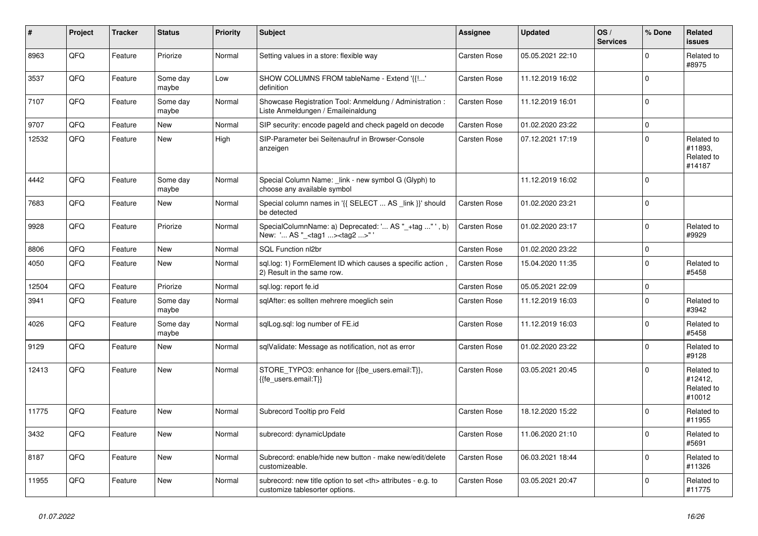| # | Project | Tracker | Status | Priority | Subject | Assignee | Updated | OS / Services | % Done | Related issues |
|---|---|---|---|---|---|---|---|---|---|---|
| 8963 | QFQ | Feature | Priorize | Normal | Setting values in a store: flexible way | Carsten Rose | 05.05.2021 22:10 | | 0 | Related to #8975 |
| 3537 | QFQ | Feature | Some day maybe | Low | SHOW COLUMNS FROM tableName - Extend '{{!...' definition | Carsten Rose | 11.12.2019 16:02 | | 0 | |
| 7107 | QFQ | Feature | Some day maybe | Normal | Showcase Registration Tool: Anmeldung / Administration : Liste Anmeldungen / Emaileinaldung | Carsten Rose | 11.12.2019 16:01 | | 0 | |
| 9707 | QFQ | Feature | New | Normal | SIP security: encode pageId and check pageId on decode | Carsten Rose | 01.02.2020 23:22 | | 0 | |
| 12532 | QFQ | Feature | New | High | SIP-Parameter bei Seitenaufruf in Browser-Console anzeigen | Carsten Rose | 07.12.2021 17:19 | | 0 | Related to #11893, Related to #14187 |
| 4442 | QFQ | Feature | Some day maybe | Normal | Special Column Name: _link - new symbol G (Glyph) to choose any available symbol | | 11.12.2019 16:02 | | 0 | |
| 7683 | QFQ | Feature | New | Normal | Special column names in '{{ SELECT ... AS _link }}' should be detected | Carsten Rose | 01.02.2020 23:21 | | 0 | |
| 9928 | QFQ | Feature | Priorize | Normal | SpecialColumnName: a) Deprecated: '... AS "_+tag ..." ', b) New: '... AS "_<tag1 ...><tag2 ...>" ' | Carsten Rose | 01.02.2020 23:17 | | 0 | Related to #9929 |
| 8806 | QFQ | Feature | New | Normal | SQL Function nl2br | Carsten Rose | 01.02.2020 23:22 | | 0 | |
| 4050 | QFQ | Feature | New | Normal | sql.log: 1) FormElement ID which causes a specific action , 2) Result in the same row. | Carsten Rose | 15.04.2020 11:35 | | 0 | Related to #5458 |
| 12504 | QFQ | Feature | Priorize | Normal | sql.log: report fe.id | Carsten Rose | 05.05.2021 22:09 | | 0 | |
| 3941 | QFQ | Feature | Some day maybe | Normal | sqlAfter: es sollten mehrere moeglich sein | Carsten Rose | 11.12.2019 16:03 | | 0 | Related to #3942 |
| 4026 | QFQ | Feature | Some day maybe | Normal | sqlLog.sql: log number of FE.id | Carsten Rose | 11.12.2019 16:03 | | 0 | Related to #5458 |
| 9129 | QFQ | Feature | New | Normal | sqlValidate: Message as notification, not as error | Carsten Rose | 01.02.2020 23:22 | | 0 | Related to #9128 |
| 12413 | QFQ | Feature | New | Normal | STORE_TYPO3: enhance for {{be_users.email:T}}, {{fe_users.email:T}} | Carsten Rose | 03.05.2021 20:45 | | 0 | Related to #12412, Related to #10012 |
| 11775 | QFQ | Feature | New | Normal | Subrecord Tooltip pro Feld | Carsten Rose | 18.12.2020 15:22 | | 0 | Related to #11955 |
| 3432 | QFQ | Feature | New | Normal | subrecord: dynamicUpdate | Carsten Rose | 11.06.2020 21:10 | | 0 | Related to #5691 |
| 8187 | QFQ | Feature | New | Normal | Subrecord: enable/hide new button - make new/edit/delete customizeable. | Carsten Rose | 06.03.2021 18:44 | | 0 | Related to #11326 |
| 11955 | QFQ | Feature | New | Normal | subrecord: new title option to set <th> attributes - e.g. to customize tablesorter options. | Carsten Rose | 03.05.2021 20:47 | | 0 | Related to #11775 |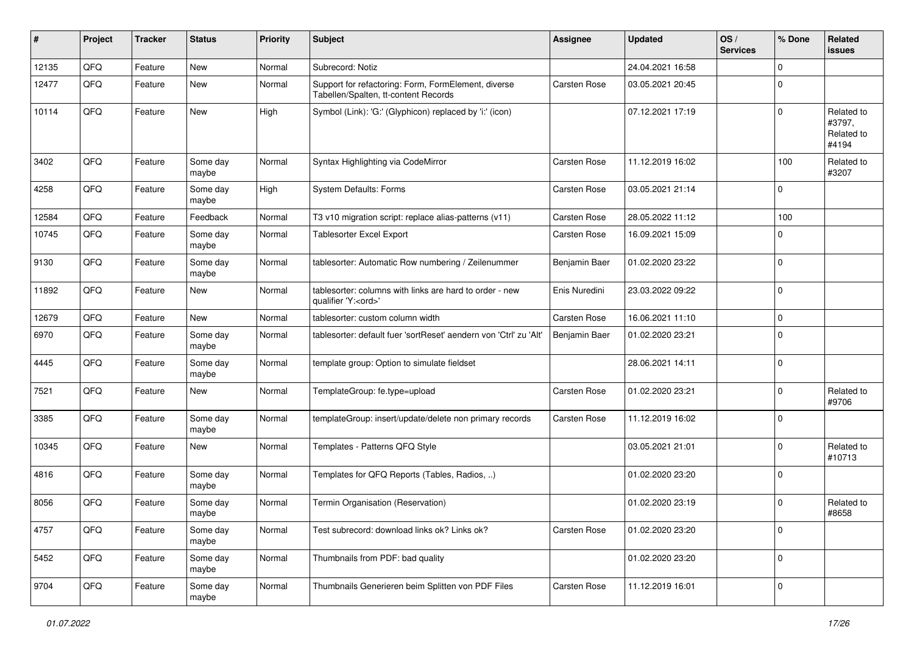| # | Project | Tracker | Status | Priority | Subject | Assignee | Updated | OS / Services | % Done | Related issues |
|---|---|---|---|---|---|---|---|---|---|---|
| 12135 | QFQ | Feature | New | Normal | Subrecord: Notiz | | 24.04.2021 16:58 | | 0 | |
| 12477 | QFQ | Feature | New | Normal | Support for refactoring: Form, FormElement, diverse Tabellen/Spalten, tt-content Records | Carsten Rose | 03.05.2021 20:45 | | 0 | |
| 10114 | QFQ | Feature | New | High | Symbol (Link): 'G:' (Glyphicon) replaced by 'i:' (icon) | | 07.12.2021 17:19 | | 0 | Related to #3797, Related to #4194 |
| 3402 | QFQ | Feature | Some day maybe | Normal | Syntax Highlighting via CodeMirror | Carsten Rose | 11.12.2019 16:02 | | 100 | Related to #3207 |
| 4258 | QFQ | Feature | Some day maybe | High | System Defaults: Forms | Carsten Rose | 03.05.2021 21:14 | | 0 | |
| 12584 | QFQ | Feature | Feedback | Normal | T3 v10 migration script: replace alias-patterns (v11) | Carsten Rose | 28.05.2022 11:12 | | 100 | |
| 10745 | QFQ | Feature | Some day maybe | Normal | Tablesorter Excel Export | Carsten Rose | 16.09.2021 15:09 | | 0 | |
| 9130 | QFQ | Feature | Some day maybe | Normal | tablesorter: Automatic Row numbering / Zeilenummer | Benjamin Baer | 01.02.2020 23:22 | | 0 | |
| 11892 | QFQ | Feature | New | Normal | tablesorter: columns with links are hard to order - new qualifier 'Y:<ord>' | Enis Nuredini | 23.03.2022 09:22 | | 0 | |
| 12679 | QFQ | Feature | New | Normal | tablesorter: custom column width | Carsten Rose | 16.06.2021 11:10 | | 0 | |
| 6970 | QFQ | Feature | Some day maybe | Normal | tablesorter: default fuer 'sortReset' aendern von 'Ctrl' zu 'Alt' | Benjamin Baer | 01.02.2020 23:21 | | 0 | |
| 4445 | QFQ | Feature | Some day maybe | Normal | template group: Option to simulate fieldset | | 28.06.2021 14:11 | | 0 | |
| 7521 | QFQ | Feature | New | Normal | TemplateGroup: fe.type=upload | Carsten Rose | 01.02.2020 23:21 | | 0 | Related to #9706 |
| 3385 | QFQ | Feature | Some day maybe | Normal | templateGroup: insert/update/delete non primary records | Carsten Rose | 11.12.2019 16:02 | | 0 | |
| 10345 | QFQ | Feature | New | Normal | Templates - Patterns QFQ Style | | 03.05.2021 21:01 | | 0 | Related to #10713 |
| 4816 | QFQ | Feature | Some day maybe | Normal | Templates for QFQ Reports (Tables, Radios, ..) | | 01.02.2020 23:20 | | 0 | |
| 8056 | QFQ | Feature | Some day maybe | Normal | Termin Organisation (Reservation) | | 01.02.2020 23:19 | | 0 | Related to #8658 |
| 4757 | QFQ | Feature | Some day maybe | Normal | Test subrecord: download links ok? Links ok? | Carsten Rose | 01.02.2020 23:20 | | 0 | |
| 5452 | QFQ | Feature | Some day maybe | Normal | Thumbnails from PDF: bad quality | | 01.02.2020 23:20 | | 0 | |
| 9704 | QFQ | Feature | Some day maybe | Normal | Thumbnails Generieren beim Splitten von PDF Files | Carsten Rose | 11.12.2019 16:01 | | 0 | |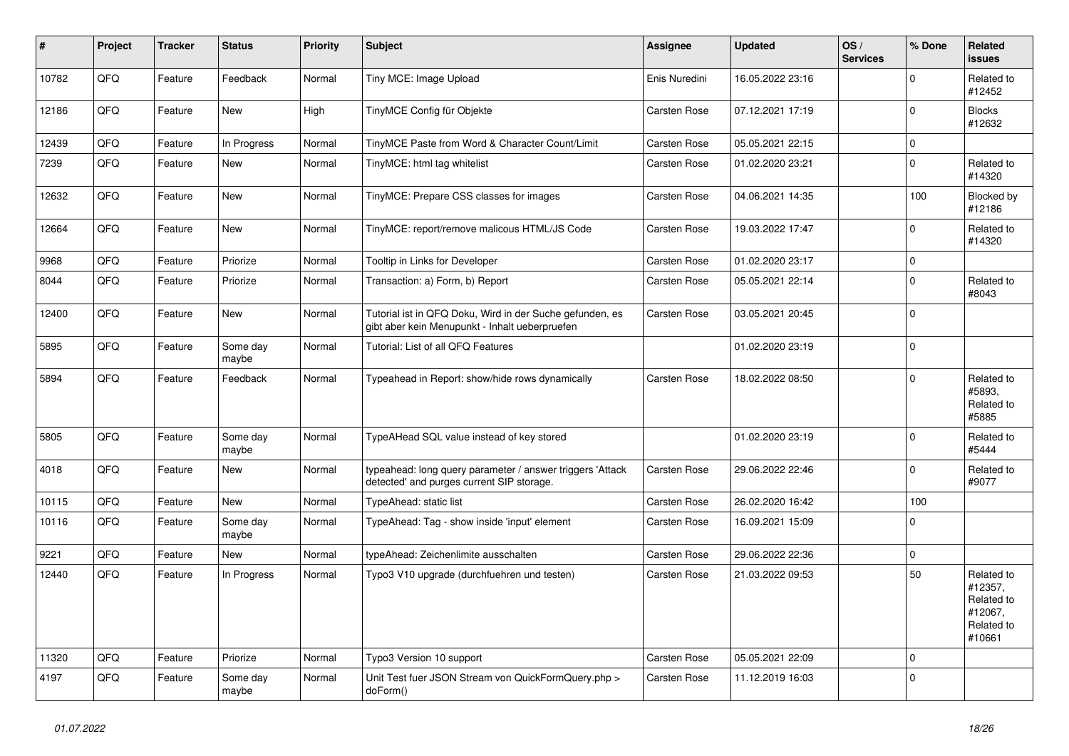| # | Project | Tracker | Status | Priority | Subject | Assignee | Updated | OS / Services | % Done | Related issues |
|---|---|---|---|---|---|---|---|---|---|---|
| 10782 | QFQ | Feature | Feedback | Normal | Tiny MCE: Image Upload | Enis Nuredini | 16.05.2022 23:16 | | 0 | Related to #12452 |
| 12186 | QFQ | Feature | New | High | TinyMCE Config für Objekte | Carsten Rose | 07.12.2021 17:19 | | 0 | Blocks #12632 |
| 12439 | QFQ | Feature | In Progress | Normal | TinyMCE Paste from Word & Character Count/Limit | Carsten Rose | 05.05.2021 22:15 | | 0 | |
| 7239 | QFQ | Feature | New | Normal | TinyMCE: html tag whitelist | Carsten Rose | 01.02.2020 23:21 | | 0 | Related to #14320 |
| 12632 | QFQ | Feature | New | Normal | TinyMCE: Prepare CSS classes for images | Carsten Rose | 04.06.2021 14:35 | | 100 | Blocked by #12186 |
| 12664 | QFQ | Feature | New | Normal | TinyMCE: report/remove malicous HTML/JS Code | Carsten Rose | 19.03.2022 17:47 | | 0 | Related to #14320 |
| 9968 | QFQ | Feature | Priorize | Normal | Tooltip in Links for Developer | Carsten Rose | 01.02.2020 23:17 | | 0 | |
| 8044 | QFQ | Feature | Priorize | Normal | Transaction: a) Form, b) Report | Carsten Rose | 05.05.2021 22:14 | | 0 | Related to #8043 |
| 12400 | QFQ | Feature | New | Normal | Tutorial ist in QFQ Doku, Wird in der Suche gefunden, es gibt aber kein Menupunkt - Inhalt ueberpruefen | Carsten Rose | 03.05.2021 20:45 | | 0 | |
| 5895 | QFQ | Feature | Some day maybe | Normal | Tutorial: List of all QFQ Features | | 01.02.2020 23:19 | | 0 | |
| 5894 | QFQ | Feature | Feedback | Normal | Typeahead in Report: show/hide rows dynamically | Carsten Rose | 18.02.2022 08:50 | | 0 | Related to #5893, Related to #5885 |
| 5805 | QFQ | Feature | Some day maybe | Normal | TypeAHead SQL value instead of key stored | | 01.02.2020 23:19 | | 0 | Related to #5444 |
| 4018 | QFQ | Feature | New | Normal | typeahead: long query parameter / answer triggers 'Attack detected' and purges current SIP storage. | Carsten Rose | 29.06.2022 22:46 | | 0 | Related to #9077 |
| 10115 | QFQ | Feature | New | Normal | TypeAhead: static list | Carsten Rose | 26.02.2020 16:42 | | 100 | |
| 10116 | QFQ | Feature | Some day maybe | Normal | TypeAhead: Tag - show inside 'input' element | Carsten Rose | 16.09.2021 15:09 | | 0 | |
| 9221 | QFQ | Feature | New | Normal | typeAhead: Zeichenlimite ausschalten | Carsten Rose | 29.06.2022 22:36 | | 0 | |
| 12440 | QFQ | Feature | In Progress | Normal | Typo3 V10 upgrade (durchfuehren und testen) | Carsten Rose | 21.03.2022 09:53 | | 50 | Related to #12357, Related to #12067, Related to #10661 |
| 11320 | QFQ | Feature | Priorize | Normal | Typo3 Version 10 support | Carsten Rose | 05.05.2021 22:09 | | 0 | |
| 4197 | QFQ | Feature | Some day maybe | Normal | Unit Test fuer JSON Stream von QuickFormQuery.php > doForm() | Carsten Rose | 11.12.2019 16:03 | | 0 | |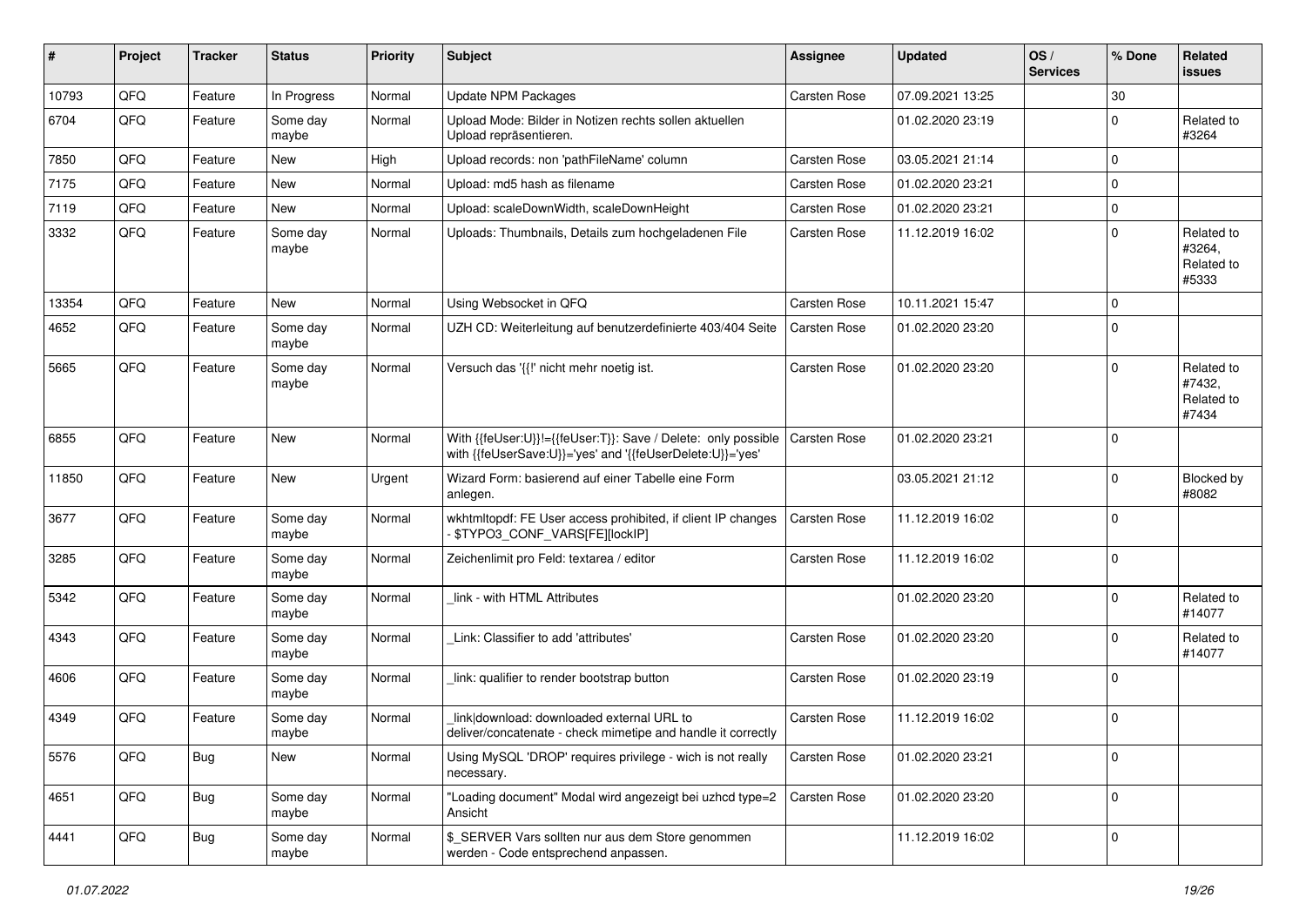| # | Project | Tracker | Status | Priority | Subject | Assignee | Updated | OS / Services | % Done | Related issues |
|---|---|---|---|---|---|---|---|---|---|---|
| 10793 | QFQ | Feature | In Progress | Normal | Update NPM Packages | Carsten Rose | 07.09.2021 13:25 | | 30 | |
| 6704 | QFQ | Feature | Some day maybe | Normal | Upload Mode: Bilder in Notizen rechts sollen aktuellen Upload repräsentieren. | | 01.02.2020 23:19 | | 0 | Related to #3264 |
| 7850 | QFQ | Feature | New | High | Upload records: non 'pathFileName' column | Carsten Rose | 03.05.2021 21:14 | | 0 | |
| 7175 | QFQ | Feature | New | Normal | Upload: md5 hash as filename | Carsten Rose | 01.02.2020 23:21 | | 0 | |
| 7119 | QFQ | Feature | New | Normal | Upload: scaleDownWidth, scaleDownHeight | Carsten Rose | 01.02.2020 23:21 | | 0 | |
| 3332 | QFQ | Feature | Some day maybe | Normal | Uploads: Thumbnails, Details zum hochgeladenen File | Carsten Rose | 11.12.2019 16:02 | | 0 | Related to #3264, Related to #5333 |
| 13354 | QFQ | Feature | New | Normal | Using Websocket in QFQ | Carsten Rose | 10.11.2021 15:47 | | 0 | |
| 4652 | QFQ | Feature | Some day maybe | Normal | UZH CD: Weiterleitung auf benutzerdefinierte 403/404 Seite | Carsten Rose | 01.02.2020 23:20 | | 0 | |
| 5665 | QFQ | Feature | Some day maybe | Normal | Versuch das '{{!' nicht mehr noetig ist. | Carsten Rose | 01.02.2020 23:20 | | 0 | Related to #7432, Related to #7434 |
| 6855 | QFQ | Feature | New | Normal | With {{feUser:U}}!={{feUser:T}}: Save / Delete: only possible with {{feUserSave:U}}='yes' and '{{feUserDelete:U}}='yes' | Carsten Rose | 01.02.2020 23:21 | | 0 | |
| 11850 | QFQ | Feature | New | Urgent | Wizard Form: basierend auf einer Tabelle eine Form anlegen. | | 03.05.2021 21:12 | | 0 | Blocked by #8082 |
| 3677 | QFQ | Feature | Some day maybe | Normal | wkhtmltopdf: FE User access prohibited, if client IP changes - $TYPO3_CONF_VARS[FE][lockIP] | Carsten Rose | 11.12.2019 16:02 | | 0 | |
| 3285 | QFQ | Feature | Some day maybe | Normal | Zeichenlimit pro Feld: textarea / editor | Carsten Rose | 11.12.2019 16:02 | | 0 | |
| 5342 | QFQ | Feature | Some day maybe | Normal | _link - with HTML Attributes | | 01.02.2020 23:20 | | 0 | Related to #14077 |
| 4343 | QFQ | Feature | Some day maybe | Normal | _Link: Classifier to add 'attributes' | Carsten Rose | 01.02.2020 23:20 | | 0 | Related to #14077 |
| 4606 | QFQ | Feature | Some day maybe | Normal | _link: qualifier to render bootstrap button | Carsten Rose | 01.02.2020 23:19 | | 0 | |
| 4349 | QFQ | Feature | Some day maybe | Normal | _link\|download: downloaded external URL to deliver/concatenate - check mimetipe and handle it correctly | Carsten Rose | 11.12.2019 16:02 | | 0 | |
| 5576 | QFQ | Bug | New | Normal | Using MySQL 'DROP' requires privilege - wich is not really necessary. | Carsten Rose | 01.02.2020 23:21 | | 0 | |
| 4651 | QFQ | Bug | Some day maybe | Normal | "Loading document" Modal wird angezeigt bei uzhcd type=2 Ansicht | Carsten Rose | 01.02.2020 23:20 | | 0 | |
| 4441 | QFQ | Bug | Some day maybe | Normal | $_SERVER Vars sollten nur aus dem Store genommen werden - Code entsprechend anpassen. | | 11.12.2019 16:02 | | 0 | |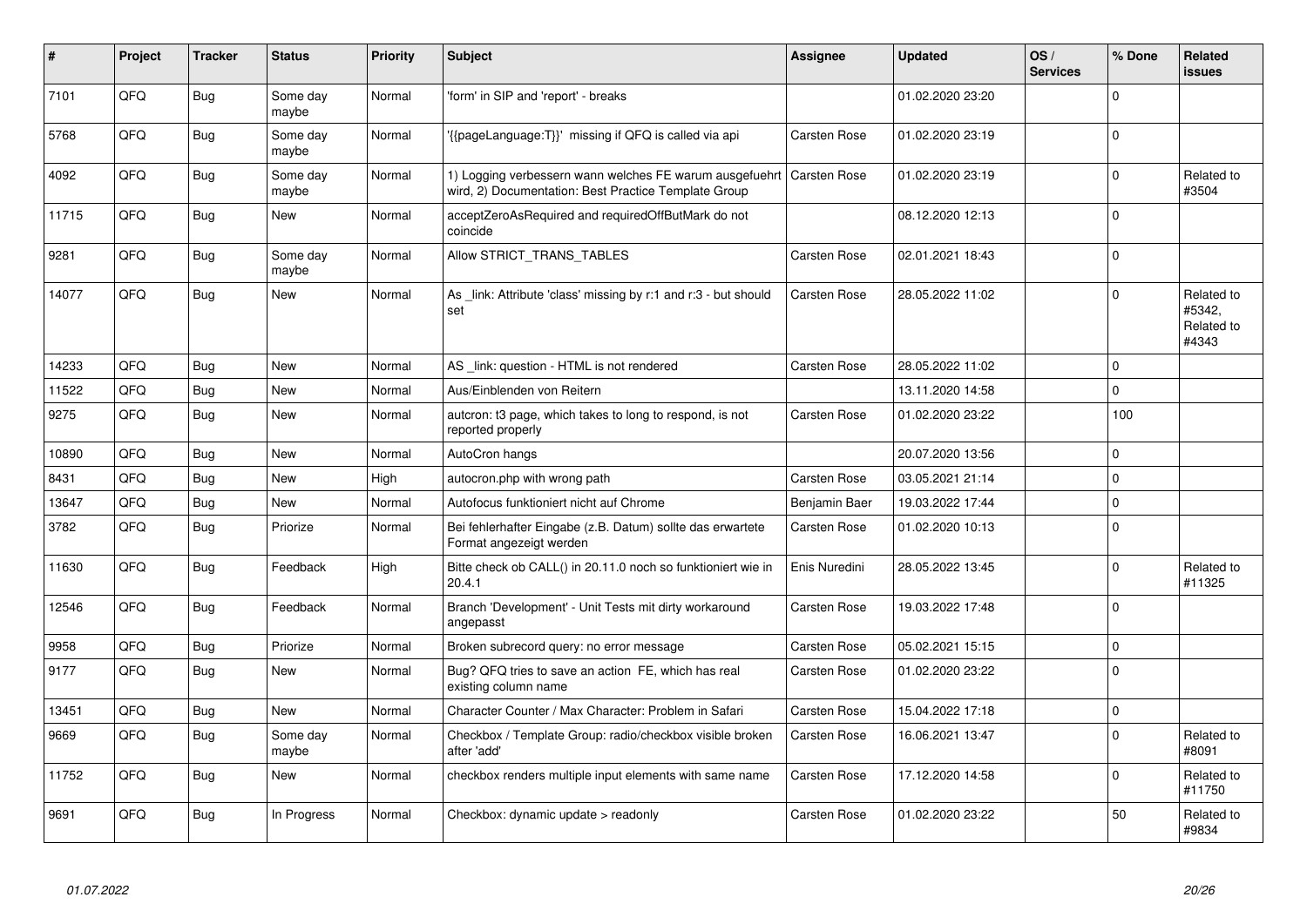| # | Project | Tracker | Status | Priority | Subject | Assignee | Updated | OS / Services | % Done | Related issues |
|---|---|---|---|---|---|---|---|---|---|---|
| 7101 | QFQ | Bug | Some day maybe | Normal | 'form' in SIP and 'report' - breaks | | 01.02.2020 23:20 | | 0 | |
| 5768 | QFQ | Bug | Some day maybe | Normal | '{{pageLanguage:T}}' missing if QFQ is called via api | Carsten Rose | 01.02.2020 23:19 | | 0 | |
| 4092 | QFQ | Bug | Some day maybe | Normal | 1) Logging verbessern wann welches FE warum ausgefuehrt wird, 2) Documentation: Best Practice Template Group | Carsten Rose | 01.02.2020 23:19 | | 0 | Related to #3504 |
| 11715 | QFQ | Bug | New | Normal | acceptZeroAsRequired and requiredOffButMark do not coincide | | 08.12.2020 12:13 | | 0 | |
| 9281 | QFQ | Bug | Some day maybe | Normal | Allow STRICT_TRANS_TABLES | Carsten Rose | 02.01.2021 18:43 | | 0 | |
| 14077 | QFQ | Bug | New | Normal | As _link: Attribute 'class' missing by r:1 and r:3 - but should set | Carsten Rose | 28.05.2022 11:02 | | 0 | Related to #5342, Related to #4343 |
| 14233 | QFQ | Bug | New | Normal | AS _link: question - HTML is not rendered | Carsten Rose | 28.05.2022 11:02 | | 0 | |
| 11522 | QFQ | Bug | New | Normal | Aus/Einblenden von Reitern | | 13.11.2020 14:58 | | 0 | |
| 9275 | QFQ | Bug | New | Normal | autcron: t3 page, which takes to long to respond, is not reported properly | Carsten Rose | 01.02.2020 23:22 | | 100 | |
| 10890 | QFQ | Bug | New | Normal | AutoCron hangs | | 20.07.2020 13:56 | | 0 | |
| 8431 | QFQ | Bug | New | High | autocron.php with wrong path | Carsten Rose | 03.05.2021 21:14 | | 0 | |
| 13647 | QFQ | Bug | New | Normal | Autofocus funktioniert nicht auf Chrome | Benjamin Baer | 19.03.2022 17:44 | | 0 | |
| 3782 | QFQ | Bug | Priorize | Normal | Bei fehlerhafter Eingabe (z.B. Datum) sollte das erwartete Format angezeigt werden | Carsten Rose | 01.02.2020 10:13 | | 0 | |
| 11630 | QFQ | Bug | Feedback | High | Bitte check ob CALL() in 20.11.0 noch so funktioniert wie in 20.4.1 | Enis Nuredini | 28.05.2022 13:45 | | 0 | Related to #11325 |
| 12546 | QFQ | Bug | Feedback | Normal | Branch 'Development' - Unit Tests mit dirty workaround angepasst | Carsten Rose | 19.03.2022 17:48 | | 0 | |
| 9958 | QFQ | Bug | Priorize | Normal | Broken subrecord query: no error message | Carsten Rose | 05.02.2021 15:15 | | 0 | |
| 9177 | QFQ | Bug | New | Normal | Bug? QFQ tries to save an action FE, which has real existing column name | Carsten Rose | 01.02.2020 23:22 | | 0 | |
| 13451 | QFQ | Bug | New | Normal | Character Counter / Max Character: Problem in Safari | Carsten Rose | 15.04.2022 17:18 | | 0 | |
| 9669 | QFQ | Bug | Some day maybe | Normal | Checkbox / Template Group: radio/checkbox visible broken after 'add' | Carsten Rose | 16.06.2021 13:47 | | 0 | Related to #8091 |
| 11752 | QFQ | Bug | New | Normal | checkbox renders multiple input elements with same name | Carsten Rose | 17.12.2020 14:58 | | 0 | Related to #11750 |
| 9691 | QFQ | Bug | In Progress | Normal | Checkbox: dynamic update > readonly | Carsten Rose | 01.02.2020 23:22 | | 50 | Related to #9834 |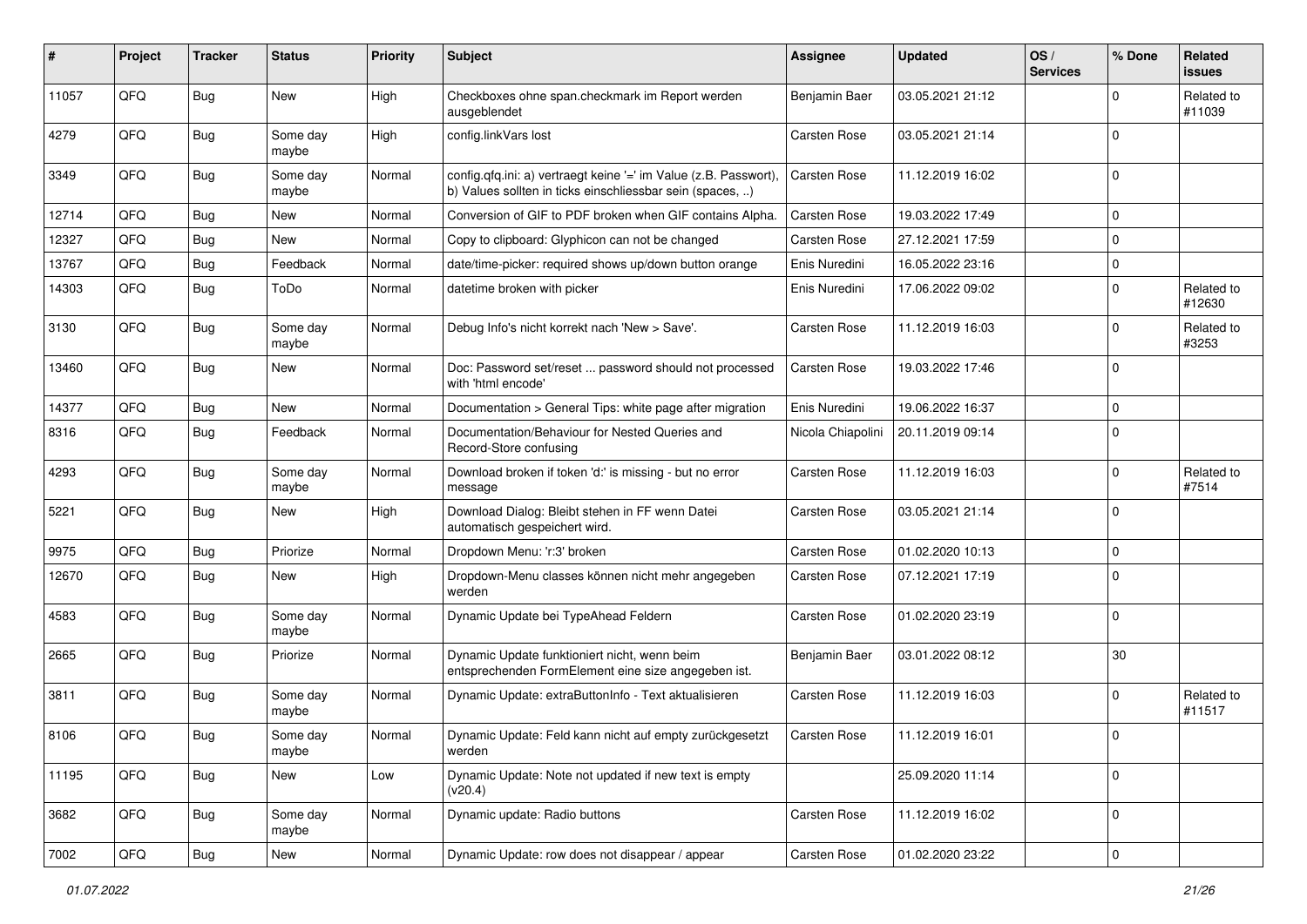| # | Project | Tracker | Status | Priority | Subject | Assignee | Updated | OS / Services | % Done | Related issues |
|---|---|---|---|---|---|---|---|---|---|---|
| 11057 | QFQ | Bug | New | High | Checkboxes ohne span.checkmark im Report werden ausgeblendet | Benjamin Baer | 03.05.2021 21:12 | | 0 | Related to #11039 |
| 4279 | QFQ | Bug | Some day maybe | High | config.linkVars lost | Carsten Rose | 03.05.2021 21:14 | | 0 | |
| 3349 | QFQ | Bug | Some day maybe | Normal | config.qfq.ini: a) vertraegt keine '=' im Value (z.B. Passwort), b) Values sollten in ticks einschliessbar sein (spaces, ..) | Carsten Rose | 11.12.2019 16:02 | | 0 | |
| 12714 | QFQ | Bug | New | Normal | Conversion of GIF to PDF broken when GIF contains Alpha. | Carsten Rose | 19.03.2022 17:49 | | 0 | |
| 12327 | QFQ | Bug | New | Normal | Copy to clipboard: Glyphicon can not be changed | Carsten Rose | 27.12.2021 17:59 | | 0 | |
| 13767 | QFQ | Bug | Feedback | Normal | date/time-picker: required shows up/down button orange | Enis Nuredini | 16.05.2022 23:16 | | 0 | |
| 14303 | QFQ | Bug | ToDo | Normal | datetime broken with picker | Enis Nuredini | 17.06.2022 09:02 | | 0 | Related to #12630 |
| 3130 | QFQ | Bug | Some day maybe | Normal | Debug Info's nicht korrekt nach 'New > Save'. | Carsten Rose | 11.12.2019 16:03 | | 0 | Related to #3253 |
| 13460 | QFQ | Bug | New | Normal | Doc: Password set/reset ... password should not processed with 'html encode' | Carsten Rose | 19.03.2022 17:46 | | 0 | |
| 14377 | QFQ | Bug | New | Normal | Documentation > General Tips: white page after migration | Enis Nuredini | 19.06.2022 16:37 | | 0 | |
| 8316 | QFQ | Bug | Feedback | Normal | Documentation/Behaviour for Nested Queries and Record-Store confusing | Nicola Chiapolini | 20.11.2019 09:14 | | 0 | |
| 4293 | QFQ | Bug | Some day maybe | Normal | Download broken if token 'd:' is missing - but no error message | Carsten Rose | 11.12.2019 16:03 | | 0 | Related to #7514 |
| 5221 | QFQ | Bug | New | High | Download Dialog: Bleibt stehen in FF wenn Datei automatisch gespeichert wird. | Carsten Rose | 03.05.2021 21:14 | | 0 | |
| 9975 | QFQ | Bug | Priorize | Normal | Dropdown Menu: 'r:3' broken | Carsten Rose | 01.02.2020 10:13 | | 0 | |
| 12670 | QFQ | Bug | New | High | Dropdown-Menu classes können nicht mehr angegeben werden | Carsten Rose | 07.12.2021 17:19 | | 0 | |
| 4583 | QFQ | Bug | Some day maybe | Normal | Dynamic Update bei TypeAhead Feldern | Carsten Rose | 01.02.2020 23:19 | | 0 | |
| 2665 | QFQ | Bug | Priorize | Normal | Dynamic Update funktioniert nicht, wenn beim entsprechenden FormElement eine size angegeben ist. | Benjamin Baer | 03.01.2022 08:12 | | 30 | |
| 3811 | QFQ | Bug | Some day maybe | Normal | Dynamic Update: extraButtonInfo - Text aktualisieren | Carsten Rose | 11.12.2019 16:03 | | 0 | Related to #11517 |
| 8106 | QFQ | Bug | Some day maybe | Normal | Dynamic Update: Feld kann nicht auf empty zurückgesetzt werden | Carsten Rose | 11.12.2019 16:01 | | 0 | |
| 11195 | QFQ | Bug | New | Low | Dynamic Update: Note not updated if new text is empty (v20.4) | | 25.09.2020 11:14 | | 0 | |
| 3682 | QFQ | Bug | Some day maybe | Normal | Dynamic update: Radio buttons | Carsten Rose | 11.12.2019 16:02 | | 0 | |
| 7002 | QFQ | Bug | New | Normal | Dynamic Update: row does not disappear / appear | Carsten Rose | 01.02.2020 23:22 | | 0 | |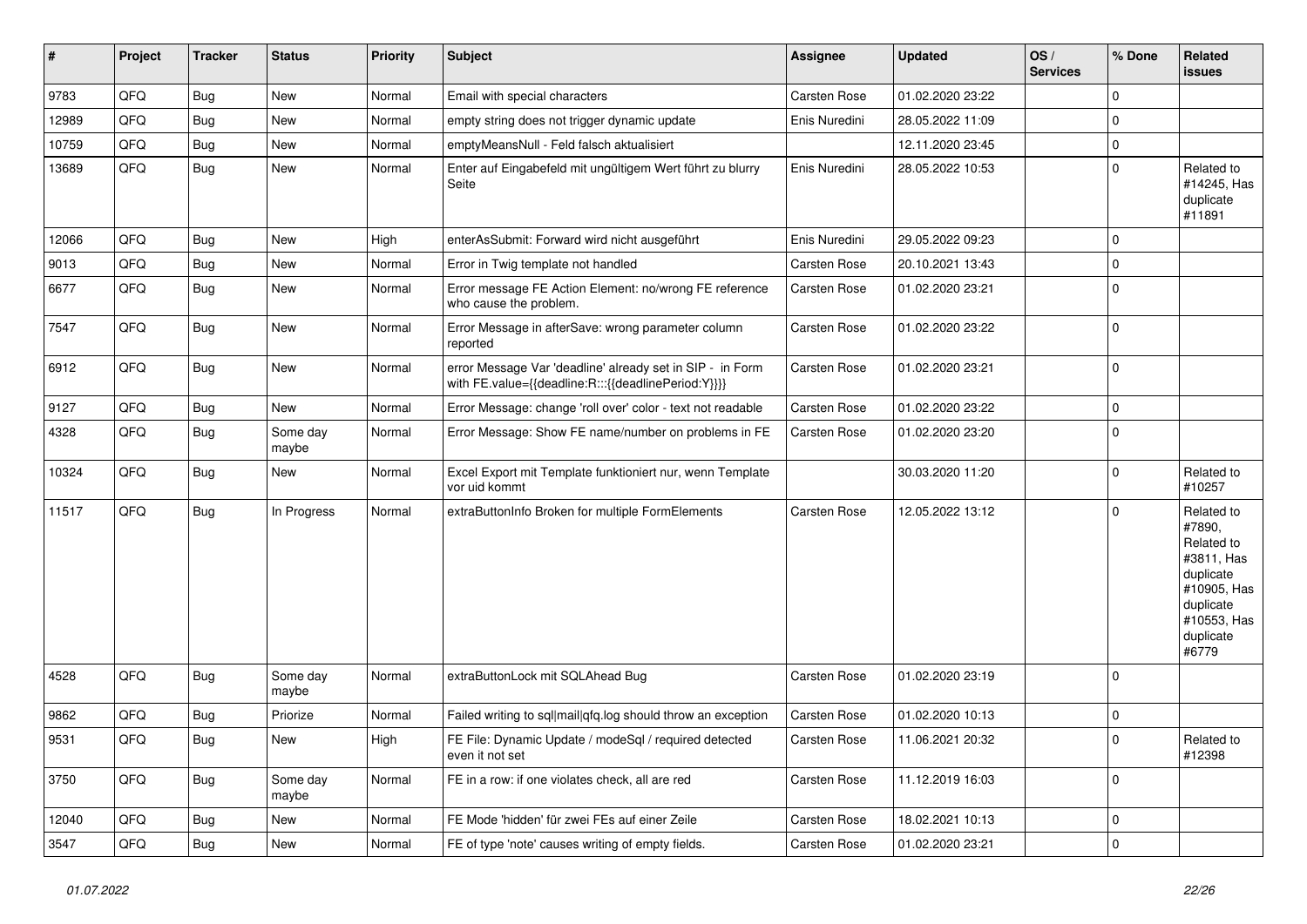| # | Project | Tracker | Status | Priority | Subject | Assignee | Updated | OS / Services | % Done | Related issues |
|---|---|---|---|---|---|---|---|---|---|---|
| 9783 | QFQ | Bug | New | Normal | Email with special characters | Carsten Rose | 01.02.2020 23:22 | | 0 | |
| 12989 | QFQ | Bug | New | Normal | empty string does not trigger dynamic update | Enis Nuredini | 28.05.2022 11:09 | | 0 | |
| 10759 | QFQ | Bug | New | Normal | emptyMeansNull - Feld falsch aktualisiert | | 12.11.2020 23:45 | | 0 | |
| 13689 | QFQ | Bug | New | Normal | Enter auf Eingabefeld mit ungültigem Wert führt zu blurry Seite | Enis Nuredini | 28.05.2022 10:53 | | 0 | Related to #14245, Has duplicate #11891 |
| 12066 | QFQ | Bug | New | High | enterAsSubmit: Forward wird nicht ausgeführt | Enis Nuredini | 29.05.2022 09:23 | | 0 | |
| 9013 | QFQ | Bug | New | Normal | Error in Twig template not handled | Carsten Rose | 20.10.2021 13:43 | | 0 | |
| 6677 | QFQ | Bug | New | Normal | Error message FE Action Element: no/wrong FE reference who cause the problem. | Carsten Rose | 01.02.2020 23:21 | | 0 | |
| 7547 | QFQ | Bug | New | Normal | Error Message in afterSave: wrong parameter column reported | Carsten Rose | 01.02.2020 23:22 | | 0 | |
| 6912 | QFQ | Bug | New | Normal | error Message Var 'deadline' already set in SIP - in Form with FE.value={{deadline:R:::{{deadlinePeriod:Y}}}} | Carsten Rose | 01.02.2020 23:21 | | 0 | |
| 9127 | QFQ | Bug | New | Normal | Error Message: change 'roll over' color - text not readable | Carsten Rose | 01.02.2020 23:22 | | 0 | |
| 4328 | QFQ | Bug | Some day maybe | Normal | Error Message: Show FE name/number on problems in FE | Carsten Rose | 01.02.2020 23:20 | | 0 | |
| 10324 | QFQ | Bug | New | Normal | Excel Export mit Template funktioniert nur, wenn Template vor uid kommt | | 30.03.2020 11:20 | | 0 | Related to #10257 |
| 11517 | QFQ | Bug | In Progress | Normal | extraButtonInfo Broken for multiple FormElements | Carsten Rose | 12.05.2022 13:12 | | 0 | Related to #7890, Related to #3811, Has duplicate #10905, Has duplicate #10553, Has duplicate #6779 |
| 4528 | QFQ | Bug | Some day maybe | Normal | extraButtonLock mit SQLAhead Bug | Carsten Rose | 01.02.2020 23:19 | | 0 | |
| 9862 | QFQ | Bug | Priorize | Normal | Failed writing to sql\|mail\|qfq.log should throw an exception | Carsten Rose | 01.02.2020 10:13 | | 0 | |
| 9531 | QFQ | Bug | New | High | FE File: Dynamic Update / modeSql / required detected even it not set | Carsten Rose | 11.06.2021 20:32 | | 0 | Related to #12398 |
| 3750 | QFQ | Bug | Some day maybe | Normal | FE in a row: if one violates check, all are red | Carsten Rose | 11.12.2019 16:03 | | 0 | |
| 12040 | QFQ | Bug | New | Normal | FE Mode 'hidden' für zwei FEs auf einer Zeile | Carsten Rose | 18.02.2021 10:13 | | 0 | |
| 3547 | QFQ | Bug | New | Normal | FE of type 'note' causes writing of empty fields. | Carsten Rose | 01.02.2020 23:21 | | 0 | |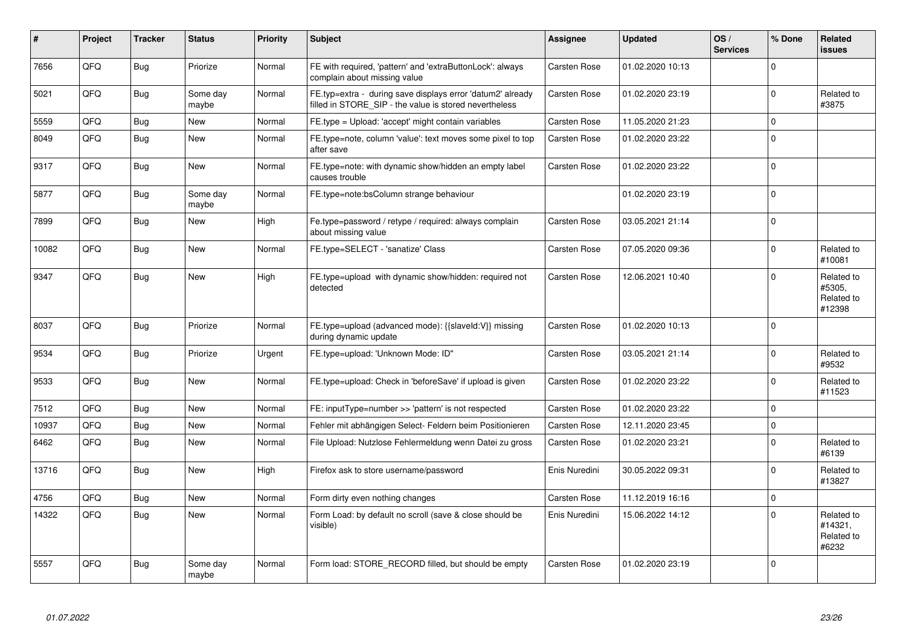| # | Project | Tracker | Status | Priority | Subject | Assignee | Updated | OS / Services | % Done | Related issues |
|---|---|---|---|---|---|---|---|---|---|---|
| 7656 | QFQ | Bug | Priorize | Normal | FE with required, 'pattern' and 'extraButtonLock': always complain about missing value | Carsten Rose | 01.02.2020 10:13 | | 0 | |
| 5021 | QFQ | Bug | Some day maybe | Normal | FE.typ=extra - during save displays error 'datum2' already filled in STORE_SIP - the value is stored nevertheless | Carsten Rose | 01.02.2020 23:19 | | 0 | Related to #3875 |
| 5559 | QFQ | Bug | New | Normal | FE.type = Upload: 'accept' might contain variables | Carsten Rose | 11.05.2020 21:23 | | 0 | |
| 8049 | QFQ | Bug | New | Normal | FE.type=note, column 'value': text moves some pixel to top after save | Carsten Rose | 01.02.2020 23:22 | | 0 | |
| 9317 | QFQ | Bug | New | Normal | FE.type=note: with dynamic show/hidden an empty label causes trouble | Carsten Rose | 01.02.2020 23:22 | | 0 | |
| 5877 | QFQ | Bug | Some day maybe | Normal | FE.type=note:bsColumn strange behaviour | | 01.02.2020 23:19 | | 0 | |
| 7899 | QFQ | Bug | New | High | Fe.type=password / retype / required: always complain about missing value | Carsten Rose | 03.05.2021 21:14 | | 0 | |
| 10082 | QFQ | Bug | New | Normal | FE.type=SELECT - 'sanatize' Class | Carsten Rose | 07.05.2020 09:36 | | 0 | Related to #10081 |
| 9347 | QFQ | Bug | New | High | FE.type=upload with dynamic show/hidden: required not detected | Carsten Rose | 12.06.2021 10:40 | | 0 | Related to #5305, Related to #12398 |
| 8037 | QFQ | Bug | Priorize | Normal | FE.type=upload (advanced mode): {{slaveId:V}} missing during dynamic update | Carsten Rose | 01.02.2020 10:13 | | 0 | |
| 9534 | QFQ | Bug | Priorize | Urgent | FE.type=upload: 'Unknown Mode: ID" | Carsten Rose | 03.05.2021 21:14 | | 0 | Related to #9532 |
| 9533 | QFQ | Bug | New | Normal | FE.type=upload: Check in 'beforeSave' if upload is given | Carsten Rose | 01.02.2020 23:22 | | 0 | Related to #11523 |
| 7512 | QFQ | Bug | New | Normal | FE: inputType=number >> 'pattern' is not respected | Carsten Rose | 01.02.2020 23:22 | | 0 | |
| 10937 | QFQ | Bug | New | Normal | Fehler mit abhängigen Select- Feldern beim Positionieren | Carsten Rose | 12.11.2020 23:45 | | 0 | |
| 6462 | QFQ | Bug | New | Normal | File Upload: Nutzlose Fehlermeldung wenn Datei zu gross | Carsten Rose | 01.02.2020 23:21 | | 0 | Related to #6139 |
| 13716 | QFQ | Bug | New | High | Firefox ask to store username/password | Enis Nuredini | 30.05.2022 09:31 | | 0 | Related to #13827 |
| 4756 | QFQ | Bug | New | Normal | Form dirty even nothing changes | Carsten Rose | 11.12.2019 16:16 | | 0 | |
| 14322 | QFQ | Bug | New | Normal | Form Load: by default no scroll (save & close should be visible) | Enis Nuredini | 15.06.2022 14:12 | | 0 | Related to #14321, Related to #6232 |
| 5557 | QFQ | Bug | Some day maybe | Normal | Form load: STORE_RECORD filled, but should be empty | Carsten Rose | 01.02.2020 23:19 | | 0 | |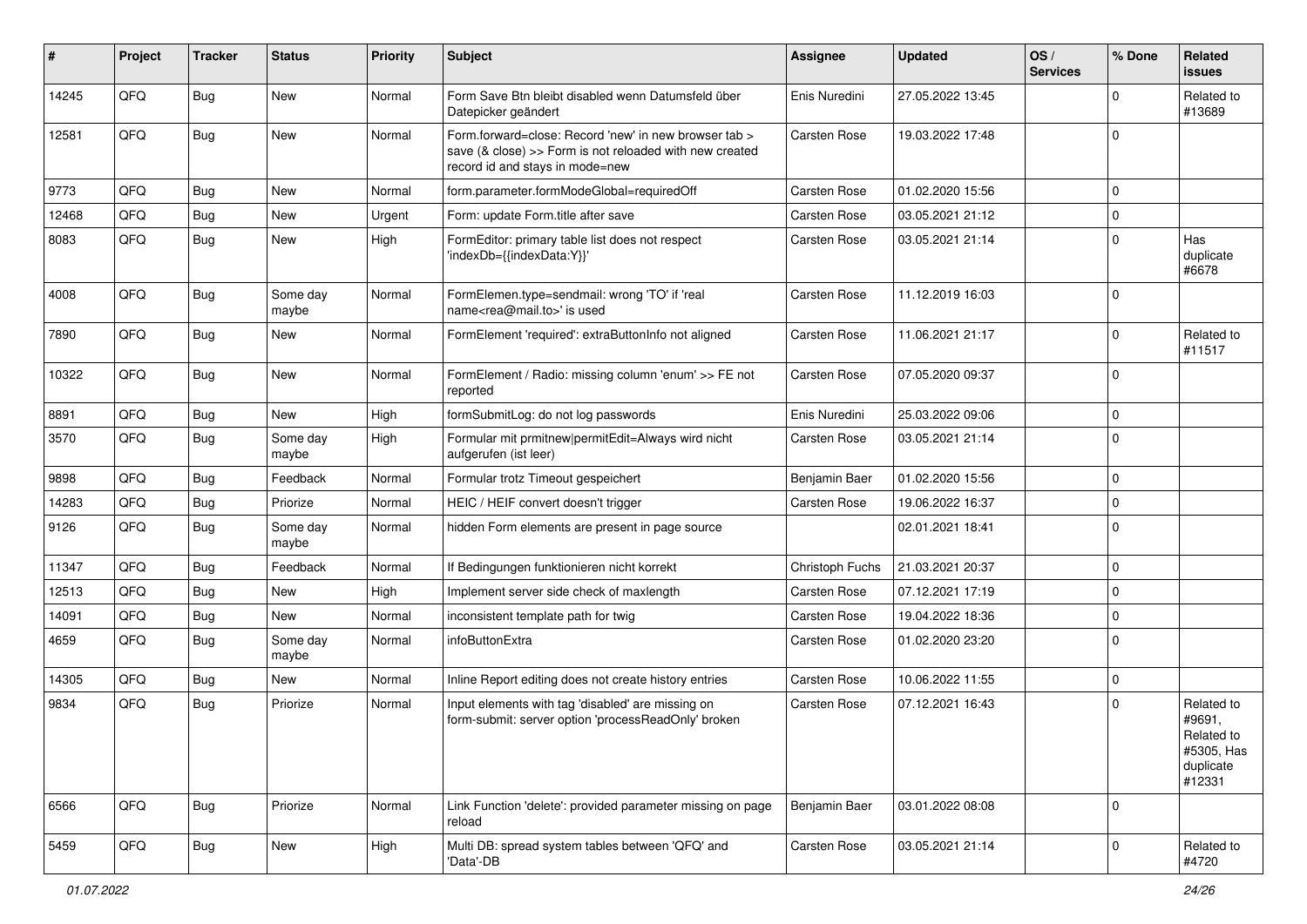| # | Project | Tracker | Status | Priority | Subject | Assignee | Updated | OS / Services | % Done | Related issues |
|---|---|---|---|---|---|---|---|---|---|---|
| 14245 | QFQ | Bug | New | Normal | Form Save Btn bleibt disabled wenn Datumsfeld über Datepicker geändert | Enis Nuredini | 27.05.2022 13:45 | | 0 | Related to #13689 |
| 12581 | QFQ | Bug | New | Normal | Form.forward=close: Record 'new' in new browser tab > save (& close) >> Form is not reloaded with new created record id and stays in mode=new | Carsten Rose | 19.03.2022 17:48 | | 0 | |
| 9773 | QFQ | Bug | New | Normal | form.parameter.formModeGlobal=requiredOff | Carsten Rose | 01.02.2020 15:56 | | 0 | |
| 12468 | QFQ | Bug | New | Urgent | Form: update Form.title after save | Carsten Rose | 03.05.2021 21:12 | | 0 | |
| 8083 | QFQ | Bug | New | High | FormEditor: primary table list does not respect 'indexDb={{indexData:Y}}' | Carsten Rose | 03.05.2021 21:14 | | 0 | Has duplicate #6678 |
| 4008 | QFQ | Bug | Some day maybe | Normal | FormElemen.type=sendmail: wrong 'TO' if 'real name<rea@mail.to>' is used | Carsten Rose | 11.12.2019 16:03 | | 0 | |
| 7890 | QFQ | Bug | New | Normal | FormElement 'required': extraButtonInfo not aligned | Carsten Rose | 11.06.2021 21:17 | | 0 | Related to #11517 |
| 10322 | QFQ | Bug | New | Normal | FormElement / Radio: missing column 'enum' >> FE not reported | Carsten Rose | 07.05.2020 09:37 | | 0 | |
| 8891 | QFQ | Bug | New | High | formSubmitLog: do not log passwords | Enis Nuredini | 25.03.2022 09:06 | | 0 | |
| 3570 | QFQ | Bug | Some day maybe | High | Formular mit prmitnew\|permitEdit=Always wird nicht aufgerufen (ist leer) | Carsten Rose | 03.05.2021 21:14 | | 0 | |
| 9898 | QFQ | Bug | Feedback | Normal | Formular trotz Timeout gespeichert | Benjamin Baer | 01.02.2020 15:56 | | 0 | |
| 14283 | QFQ | Bug | Priorize | Normal | HEIC / HEIF convert doesn't trigger | Carsten Rose | 19.06.2022 16:37 | | 0 | |
| 9126 | QFQ | Bug | Some day maybe | Normal | hidden Form elements are present in page source | | 02.01.2021 18:41 | | 0 | |
| 11347 | QFQ | Bug | Feedback | Normal | If Bedingungen funktionieren nicht korrekt | Christoph Fuchs | 21.03.2021 20:37 | | 0 | |
| 12513 | QFQ | Bug | New | High | Implement server side check of maxlength | Carsten Rose | 07.12.2021 17:19 | | 0 | |
| 14091 | QFQ | Bug | New | Normal | inconsistent template path for twig | Carsten Rose | 19.04.2022 18:36 | | 0 | |
| 4659 | QFQ | Bug | Some day maybe | Normal | infoButtonExtra | Carsten Rose | 01.02.2020 23:20 | | 0 | |
| 14305 | QFQ | Bug | New | Normal | Inline Report editing does not create history entries | Carsten Rose | 10.06.2022 11:55 | | 0 | |
| 9834 | QFQ | Bug | Priorize | Normal | Input elements with tag 'disabled' are missing on form-submit: server option 'processReadOnly' broken | Carsten Rose | 07.12.2021 16:43 | | 0 | Related to #9691, Related to #5305, Has duplicate #12331 |
| 6566 | QFQ | Bug | Priorize | Normal | Link Function 'delete': provided parameter missing on page reload | Benjamin Baer | 03.01.2022 08:08 | | 0 | |
| 5459 | QFQ | Bug | New | High | Multi DB: spread system tables between 'QFQ' and 'Data'-DB | Carsten Rose | 03.05.2021 21:14 | | 0 | Related to #4720 |

*01.07.2022*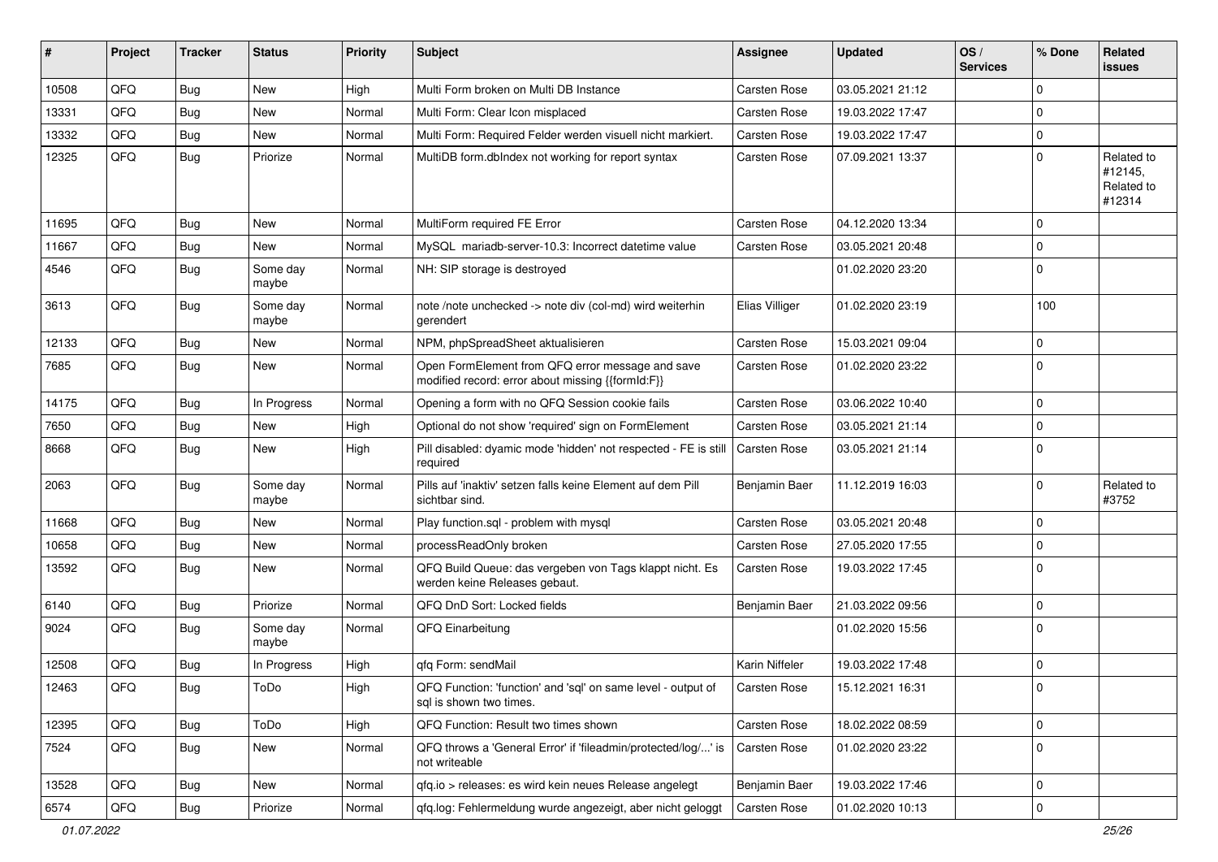| # | Project | Tracker | Status | Priority | Subject | Assignee | Updated | OS / Services | % Done | Related issues |
|---|---|---|---|---|---|---|---|---|---|---|
| 10508 | QFQ | Bug | New | High | Multi Form broken on Multi DB Instance | Carsten Rose | 03.05.2021 21:12 | | 0 | |
| 13331 | QFQ | Bug | New | Normal | Multi Form: Clear Icon misplaced | Carsten Rose | 19.03.2022 17:47 | | 0 | |
| 13332 | QFQ | Bug | New | Normal | Multi Form: Required Felder werden visuell nicht markiert. | Carsten Rose | 19.03.2022 17:47 | | 0 | |
| 12325 | QFQ | Bug | Priorize | Normal | MultiDB form.dbIndex not working for report syntax | Carsten Rose | 07.09.2021 13:37 | | 0 | Related to #12145, Related to #12314 |
| 11695 | QFQ | Bug | New | Normal | MultiForm required FE Error | Carsten Rose | 04.12.2020 13:34 | | 0 | |
| 11667 | QFQ | Bug | New | Normal | MySQL mariadb-server-10.3: Incorrect datetime value | Carsten Rose | 03.05.2021 20:48 | | 0 | |
| 4546 | QFQ | Bug | Some day maybe | Normal | NH: SIP storage is destroyed | | 01.02.2020 23:20 | | 0 | |
| 3613 | QFQ | Bug | Some day maybe | Normal | note /note unchecked -> note div (col-md) wird weiterhin gerendert | Elias Villiger | 01.02.2020 23:19 | | 100 | |
| 12133 | QFQ | Bug | New | Normal | NPM, phpSpreadSheet aktualisieren | Carsten Rose | 15.03.2021 09:04 | | 0 | |
| 7685 | QFQ | Bug | New | Normal | Open FormElement from QFQ error message and save modified record: error about missing {{formId:F}} | Carsten Rose | 01.02.2020 23:22 | | 0 | |
| 14175 | QFQ | Bug | In Progress | Normal | Opening a form with no QFQ Session cookie fails | Carsten Rose | 03.06.2022 10:40 | | 0 | |
| 7650 | QFQ | Bug | New | High | Optional do not show 'required' sign on FormElement | Carsten Rose | 03.05.2021 21:14 | | 0 | |
| 8668 | QFQ | Bug | New | High | Pill disabled: dyamic mode 'hidden' not respected - FE is still required | Carsten Rose | 03.05.2021 21:14 | | 0 | |
| 2063 | QFQ | Bug | Some day maybe | Normal | Pills auf 'inaktiv' setzen falls keine Element auf dem Pill sichtbar sind. | Benjamin Baer | 11.12.2019 16:03 | | 0 | Related to #3752 |
| 11668 | QFQ | Bug | New | Normal | Play function.sql - problem with mysql | Carsten Rose | 03.05.2021 20:48 | | 0 | |
| 10658 | QFQ | Bug | New | Normal | processReadOnly broken | Carsten Rose | 27.05.2020 17:55 | | 0 | |
| 13592 | QFQ | Bug | New | Normal | QFQ Build Queue: das vergeben von Tags klappt nicht. Es werden keine Releases gebaut. | Carsten Rose | 19.03.2022 17:45 | | 0 | |
| 6140 | QFQ | Bug | Priorize | Normal | QFQ DnD Sort: Locked fields | Benjamin Baer | 21.03.2022 09:56 | | 0 | |
| 9024 | QFQ | Bug | Some day maybe | Normal | QFQ Einarbeitung | | 01.02.2020 15:56 | | 0 | |
| 12508 | QFQ | Bug | In Progress | High | qfq Form: sendMail | Karin Niffeler | 19.03.2022 17:48 | | 0 | |
| 12463 | QFQ | Bug | ToDo | High | QFQ Function: 'function' and 'sql' on same level - output of sql is shown two times. | Carsten Rose | 15.12.2021 16:31 | | 0 | |
| 12395 | QFQ | Bug | ToDo | High | QFQ Function: Result two times shown | Carsten Rose | 18.02.2022 08:59 | | 0 | |
| 7524 | QFQ | Bug | New | Normal | QFQ throws a 'General Error' if 'fileadmin/protected/log/...' is not writeable | Carsten Rose | 01.02.2020 23:22 | | 0 | |
| 13528 | QFQ | Bug | New | Normal | qfq.io > releases: es wird kein neues Release angelegt | Benjamin Baer | 19.03.2022 17:46 | | 0 | |
| 6574 | QFQ | Bug | Priorize | Normal | qfq.log: Fehlermeldung wurde angezeigt, aber nicht geloggt | Carsten Rose | 01.02.2020 10:13 | | 0 | |

*01.07.2022*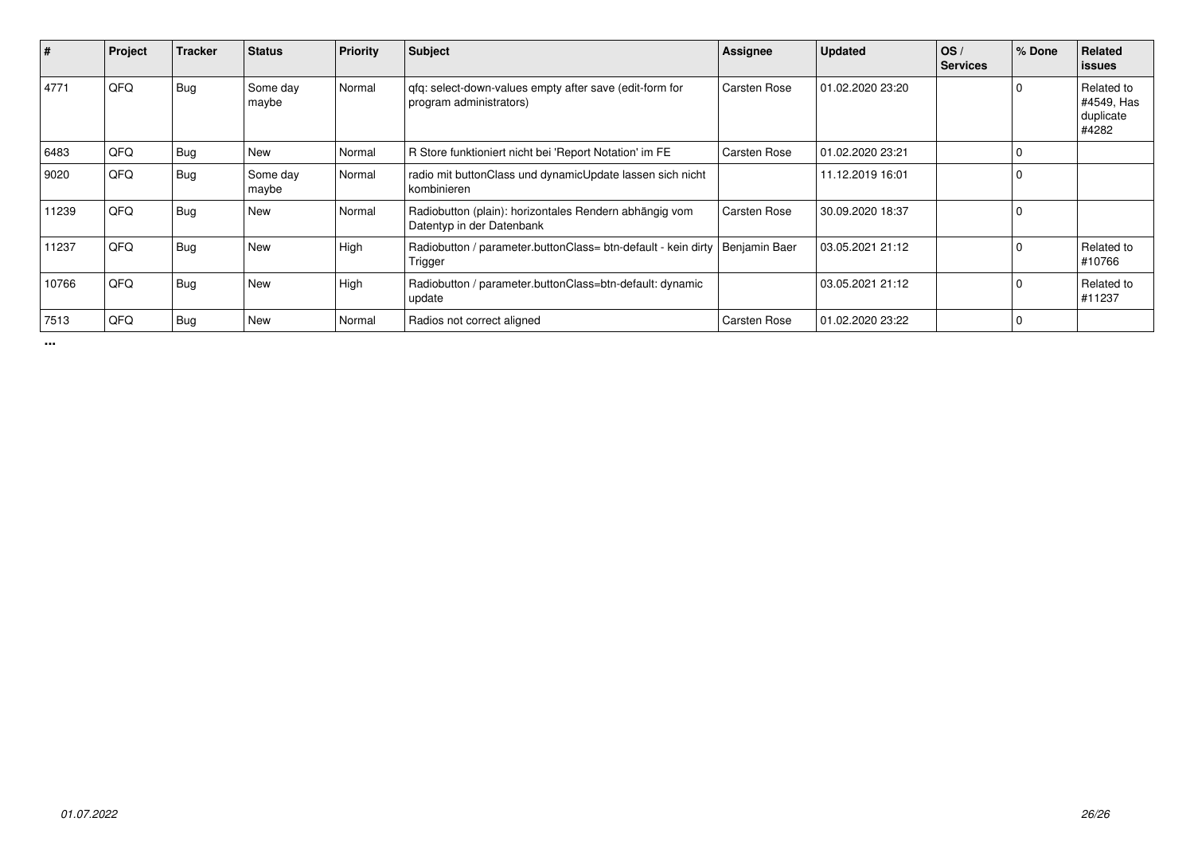| # | Project | Tracker | Status | Priority | Subject | Assignee | Updated | OS / Services | % Done | Related issues |
|---|---|---|---|---|---|---|---|---|---|---|
| 4771 | QFQ | Bug | Some day maybe | Normal | qfq: select-down-values empty after save (edit-form for program administrators) | Carsten Rose | 01.02.2020 23:20 | | 0 | Related to #4549, Has duplicate #4282 |
| 6483 | QFQ | Bug | New | Normal | R Store funktioniert nicht bei 'Report Notation' im FE | Carsten Rose | 01.02.2020 23:21 | | 0 | |
| 9020 | QFQ | Bug | Some day maybe | Normal | radio mit buttonClass und dynamicUpdate lassen sich nicht kombinieren | | 11.12.2019 16:01 | | 0 | |
| 11239 | QFQ | Bug | New | Normal | Radiobutton (plain): horizontales Rendern abhängig vom Datentyp in der Datenbank | Carsten Rose | 30.09.2020 18:37 | | 0 | |
| 11237 | QFQ | Bug | New | High | Radiobutton / parameter.buttonClass= btn-default - kein dirty Trigger | Benjamin Baer | 03.05.2021 21:12 | | 0 | Related to #10766 |
| 10766 | QFQ | Bug | New | High | Radiobutton / parameter.buttonClass=btn-default: dynamic update | | 03.05.2021 21:12 | | 0 | Related to #11237 |
| 7513 | QFQ | Bug | New | Normal | Radios not correct aligned | Carsten Rose | 01.02.2020 23:22 | | 0 | |

...